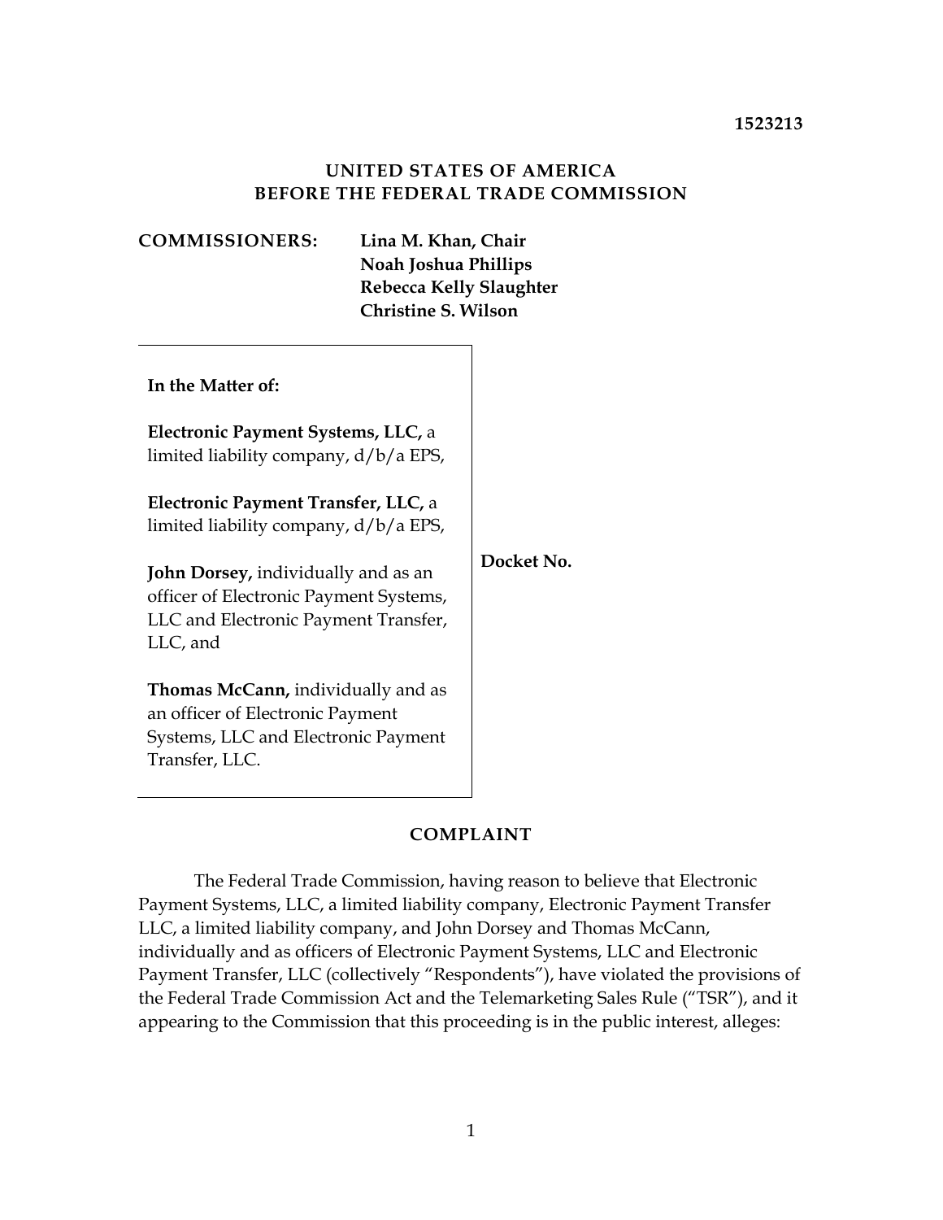**1523213**

**UNITED STATES OF AMERICA**
**BEFORE THE FEDERAL TRADE COMMISSION**

**COMMISSIONERS:** **Lina M. Khan, Chair**
**Noah Joshua Phillips**
**Rebecca Kelly Slaughter**
**Christine S. Wilson**

| | |
|---|---|
| **In the Matter of:**<br><br>**Electronic Payment Systems, LLC,** a limited liability company, d/b/a EPS,<br><br>**Electronic Payment Transfer, LLC,** a limited liability company, d/b/a EPS,<br><br>**John Dorsey,** individually and as an officer of Electronic Payment Systems, LLC and Electronic Payment Transfer, LLC, and<br><br>**Thomas McCann,** individually and as an officer of Electronic Payment Systems, LLC and Electronic Payment Transfer, LLC. | **Docket No.** |

## COMPLAINT

The Federal Trade Commission, having reason to believe that Electronic Payment Systems, LLC, a limited liability company, Electronic Payment Transfer LLC, a limited liability company, and John Dorsey and Thomas McCann, individually and as officers of Electronic Payment Systems, LLC and Electronic Payment Transfer, LLC (collectively "Respondents"), have violated the provisions of the Federal Trade Commission Act and the Telemarketing Sales Rule ("TSR"), and it appearing to the Commission that this proceeding is in the public interest, alleges: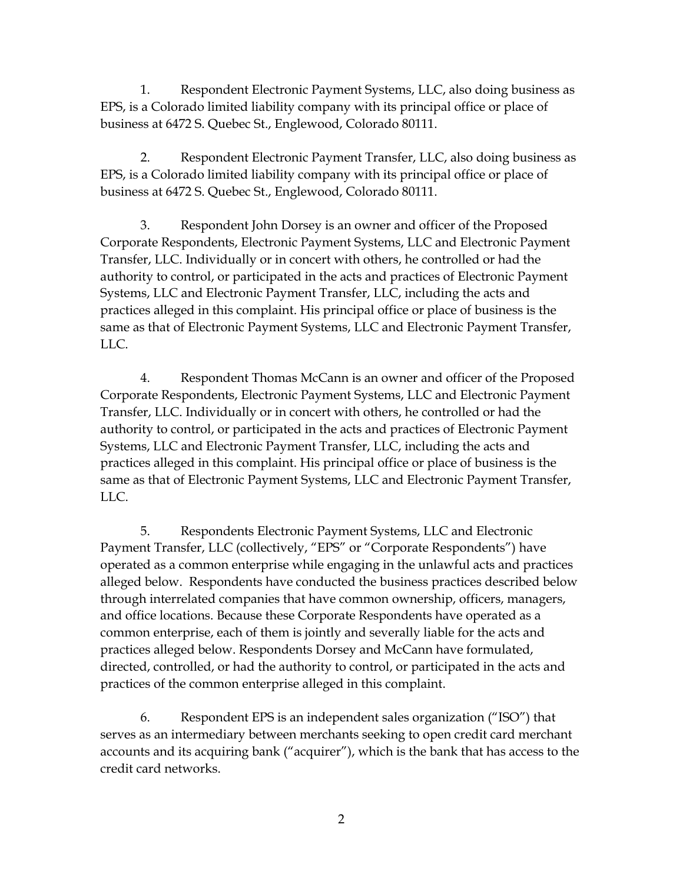1. Respondent Electronic Payment Systems, LLC, also doing business as EPS, is a Colorado limited liability company with its principal office or place of business at 6472 S. Quebec St., Englewood, Colorado 80111.

2. Respondent Electronic Payment Transfer, LLC, also doing business as EPS, is a Colorado limited liability company with its principal office or place of business at 6472 S. Quebec St., Englewood, Colorado 80111.

3. Respondent John Dorsey is an owner and officer of the Proposed Corporate Respondents, Electronic Payment Systems, LLC and Electronic Payment Transfer, LLC. Individually or in concert with others, he controlled or had the authority to control, or participated in the acts and practices of Electronic Payment Systems, LLC and Electronic Payment Transfer, LLC, including the acts and practices alleged in this complaint. His principal office or place of business is the same as that of Electronic Payment Systems, LLC and Electronic Payment Transfer, LLC.

4. Respondent Thomas McCann is an owner and officer of the Proposed Corporate Respondents, Electronic Payment Systems, LLC and Electronic Payment Transfer, LLC. Individually or in concert with others, he controlled or had the authority to control, or participated in the acts and practices of Electronic Payment Systems, LLC and Electronic Payment Transfer, LLC, including the acts and practices alleged in this complaint. His principal office or place of business is the same as that of Electronic Payment Systems, LLC and Electronic Payment Transfer, LLC.

5. Respondents Electronic Payment Systems, LLC and Electronic Payment Transfer, LLC (collectively, "EPS" or "Corporate Respondents") have operated as a common enterprise while engaging in the unlawful acts and practices alleged below. Respondents have conducted the business practices described below through interrelated companies that have common ownership, officers, managers, and office locations. Because these Corporate Respondents have operated as a common enterprise, each of them is jointly and severally liable for the acts and practices alleged below. Respondents Dorsey and McCann have formulated, directed, controlled, or had the authority to control, or participated in the acts and practices of the common enterprise alleged in this complaint.

6. Respondent EPS is an independent sales organization ("ISO") that serves as an intermediary between merchants seeking to open credit card merchant accounts and its acquiring bank ("acquirer"), which is the bank that has access to the credit card networks.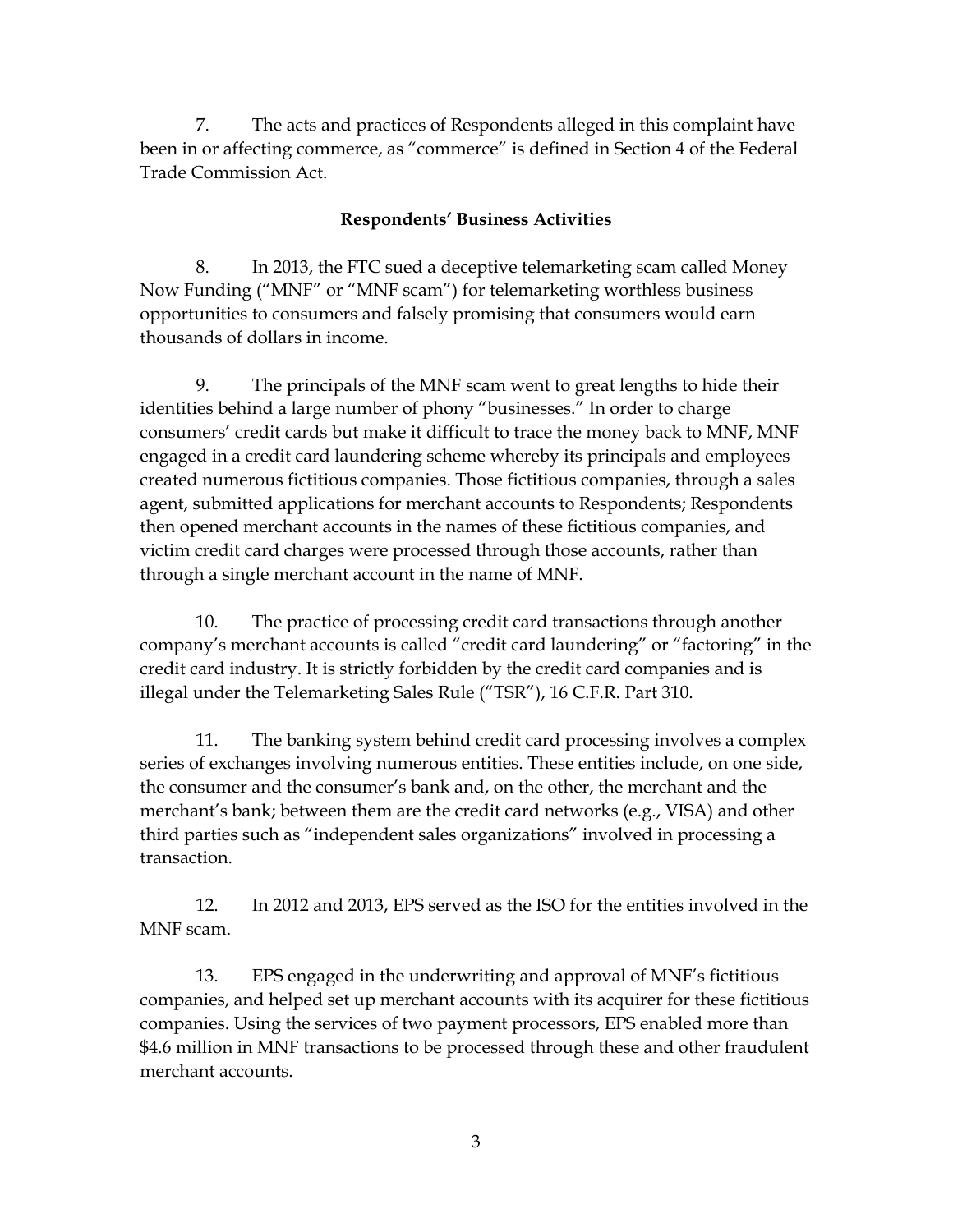7. The acts and practices of Respondents alleged in this complaint have been in or affecting commerce, as "commerce" is defined in Section 4 of the Federal Trade Commission Act.

**Respondents' Business Activities**

8. In 2013, the FTC sued a deceptive telemarketing scam called Money Now Funding ("MNF" or "MNF scam") for telemarketing worthless business opportunities to consumers and falsely promising that consumers would earn thousands of dollars in income.

9. The principals of the MNF scam went to great lengths to hide their identities behind a large number of phony "businesses." In order to charge consumers' credit cards but make it difficult to trace the money back to MNF, MNF engaged in a credit card laundering scheme whereby its principals and employees created numerous fictitious companies. Those fictitious companies, through a sales agent, submitted applications for merchant accounts to Respondents; Respondents then opened merchant accounts in the names of these fictitious companies, and victim credit card charges were processed through those accounts, rather than through a single merchant account in the name of MNF.

10. The practice of processing credit card transactions through another company's merchant accounts is called "credit card laundering" or "factoring" in the credit card industry. It is strictly forbidden by the credit card companies and is illegal under the Telemarketing Sales Rule ("TSR"), 16 C.F.R. Part 310.

11. The banking system behind credit card processing involves a complex series of exchanges involving numerous entities. These entities include, on one side, the consumer and the consumer's bank and, on the other, the merchant and the merchant's bank; between them are the credit card networks (e.g., VISA) and other third parties such as "independent sales organizations" involved in processing a transaction.

12. In 2012 and 2013, EPS served as the ISO for the entities involved in the MNF scam.

13. EPS engaged in the underwriting and approval of MNF's fictitious companies, and helped set up merchant accounts with its acquirer for these fictitious companies. Using the services of two payment processors, EPS enabled more than $4.6 million in MNF transactions to be processed through these and other fraudulent merchant accounts.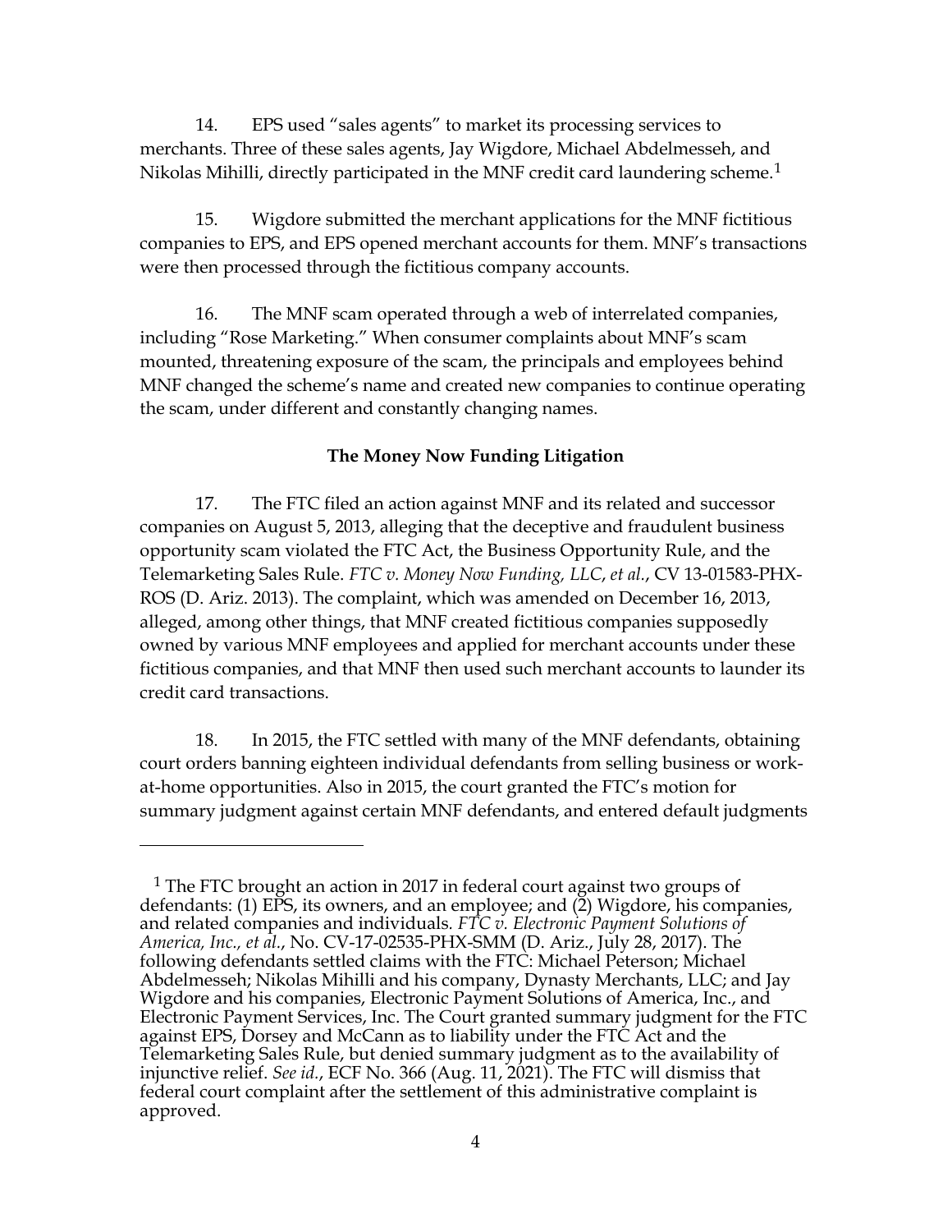14. EPS used "sales agents" to market its processing services to merchants. Three of these sales agents, Jay Wigdore, Michael Abdelmesseh, and Nikolas Mihilli, directly participated in the MNF credit card laundering scheme.[1]

15. Wigdore submitted the merchant applications for the MNF fictitious companies to EPS, and EPS opened merchant accounts for them. MNF's transactions were then processed through the fictitious company accounts.

16. The MNF scam operated through a web of interrelated companies, including "Rose Marketing." When consumer complaints about MNF's scam mounted, threatening exposure of the scam, the principals and employees behind MNF changed the scheme's name and created new companies to continue operating the scam, under different and constantly changing names.

**The Money Now Funding Litigation**

17. The FTC filed an action against MNF and its related and successor companies on August 5, 2013, alleging that the deceptive and fraudulent business opportunity scam violated the FTC Act, the Business Opportunity Rule, and the Telemarketing Sales Rule. *FTC v. Money Now Funding, LLC, et al.*, CV 13-01583-PHX-ROS (D. Ariz. 2013). The complaint, which was amended on December 16, 2013, alleged, among other things, that MNF created fictitious companies supposedly owned by various MNF employees and applied for merchant accounts under these fictitious companies, and that MNF then used such merchant accounts to launder its credit card transactions.

18. In 2015, the FTC settled with many of the MNF defendants, obtaining court orders banning eighteen individual defendants from selling business or work-at-home opportunities. Also in 2015, the court granted the FTC's motion for summary judgment against certain MNF defendants, and entered default judgments

---

[1] The FTC brought an action in 2017 in federal court against two groups of defendants: (1) EPS, its owners, and an employee; and (2) Wigdore, his companies, and related companies and individuals. *FTC v. Electronic Payment Solutions of America, Inc., et al.*, No. CV-17-02535-PHX-SMM (D. Ariz., July 28, 2017). The following defendants settled claims with the FTC: Michael Peterson; Michael Abdelmesseh; Nikolas Mihilli and his company, Dynasty Merchants, LLC; and Jay Wigdore and his companies, Electronic Payment Solutions of America, Inc., and Electronic Payment Services, Inc. The Court granted summary judgment for the FTC against EPS, Dorsey and McCann as to liability under the FTC Act and the Telemarketing Sales Rule, but denied summary judgment as to the availability of injunctive relief. *See id.*, ECF No. 366 (Aug. 11, 2021). The FTC will dismiss that federal court complaint after the settlement of this administrative complaint is approved.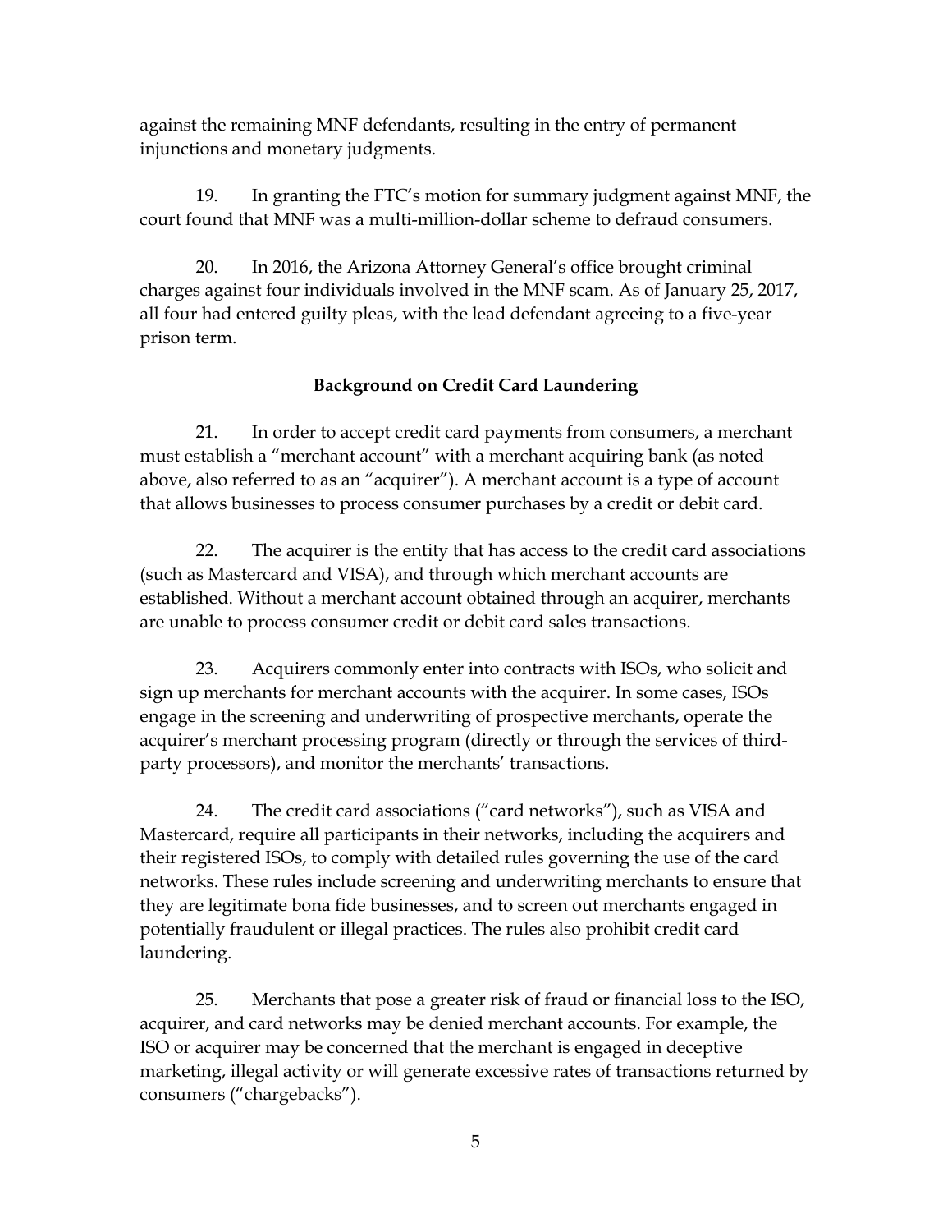against the remaining MNF defendants, resulting in the entry of permanent injunctions and monetary judgments.

19. In granting the FTC's motion for summary judgment against MNF, the court found that MNF was a multi-million-dollar scheme to defraud consumers.

20. In 2016, the Arizona Attorney General's office brought criminal charges against four individuals involved in the MNF scam. As of January 25, 2017, all four had entered guilty pleas, with the lead defendant agreeing to a five-year prison term.

**Background on Credit Card Laundering**

21. In order to accept credit card payments from consumers, a merchant must establish a "merchant account" with a merchant acquiring bank (as noted above, also referred to as an "acquirer"). A merchant account is a type of account that allows businesses to process consumer purchases by a credit or debit card.

22. The acquirer is the entity that has access to the credit card associations (such as Mastercard and VISA), and through which merchant accounts are established. Without a merchant account obtained through an acquirer, merchants are unable to process consumer credit or debit card sales transactions.

23. Acquirers commonly enter into contracts with ISOs, who solicit and sign up merchants for merchant accounts with the acquirer. In some cases, ISOs engage in the screening and underwriting of prospective merchants, operate the acquirer's merchant processing program (directly or through the services of third-party processors), and monitor the merchants' transactions.

24. The credit card associations ("card networks"), such as VISA and Mastercard, require all participants in their networks, including the acquirers and their registered ISOs, to comply with detailed rules governing the use of the card networks. These rules include screening and underwriting merchants to ensure that they are legitimate bona fide businesses, and to screen out merchants engaged in potentially fraudulent or illegal practices. The rules also prohibit credit card laundering.

25. Merchants that pose a greater risk of fraud or financial loss to the ISO, acquirer, and card networks may be denied merchant accounts. For example, the ISO or acquirer may be concerned that the merchant is engaged in deceptive marketing, illegal activity or will generate excessive rates of transactions returned by consumers ("chargebacks").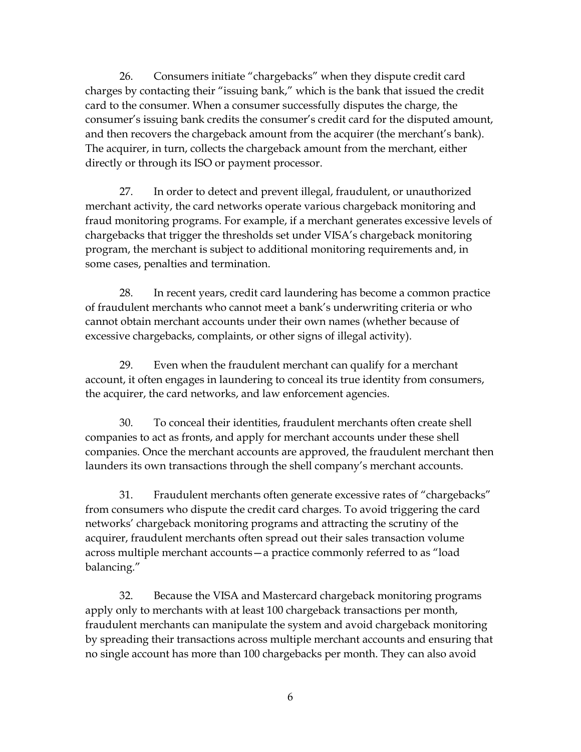26. Consumers initiate "chargebacks" when they dispute credit card charges by contacting their "issuing bank," which is the bank that issued the credit card to the consumer. When a consumer successfully disputes the charge, the consumer's issuing bank credits the consumer's credit card for the disputed amount, and then recovers the chargeback amount from the acquirer (the merchant's bank). The acquirer, in turn, collects the chargeback amount from the merchant, either directly or through its ISO or payment processor.

27. In order to detect and prevent illegal, fraudulent, or unauthorized merchant activity, the card networks operate various chargeback monitoring and fraud monitoring programs. For example, if a merchant generates excessive levels of chargebacks that trigger the thresholds set under VISA's chargeback monitoring program, the merchant is subject to additional monitoring requirements and, in some cases, penalties and termination.

28. In recent years, credit card laundering has become a common practice of fraudulent merchants who cannot meet a bank's underwriting criteria or who cannot obtain merchant accounts under their own names (whether because of excessive chargebacks, complaints, or other signs of illegal activity).

29. Even when the fraudulent merchant can qualify for a merchant account, it often engages in laundering to conceal its true identity from consumers, the acquirer, the card networks, and law enforcement agencies.

30. To conceal their identities, fraudulent merchants often create shell companies to act as fronts, and apply for merchant accounts under these shell companies. Once the merchant accounts are approved, the fraudulent merchant then launders its own transactions through the shell company's merchant accounts.

31. Fraudulent merchants often generate excessive rates of "chargebacks" from consumers who dispute the credit card charges. To avoid triggering the card networks' chargeback monitoring programs and attracting the scrutiny of the acquirer, fraudulent merchants often spread out their sales transaction volume across multiple merchant accounts—a practice commonly referred to as "load balancing."

32. Because the VISA and Mastercard chargeback monitoring programs apply only to merchants with at least 100 chargeback transactions per month, fraudulent merchants can manipulate the system and avoid chargeback monitoring by spreading their transactions across multiple merchant accounts and ensuring that no single account has more than 100 chargebacks per month. They can also avoid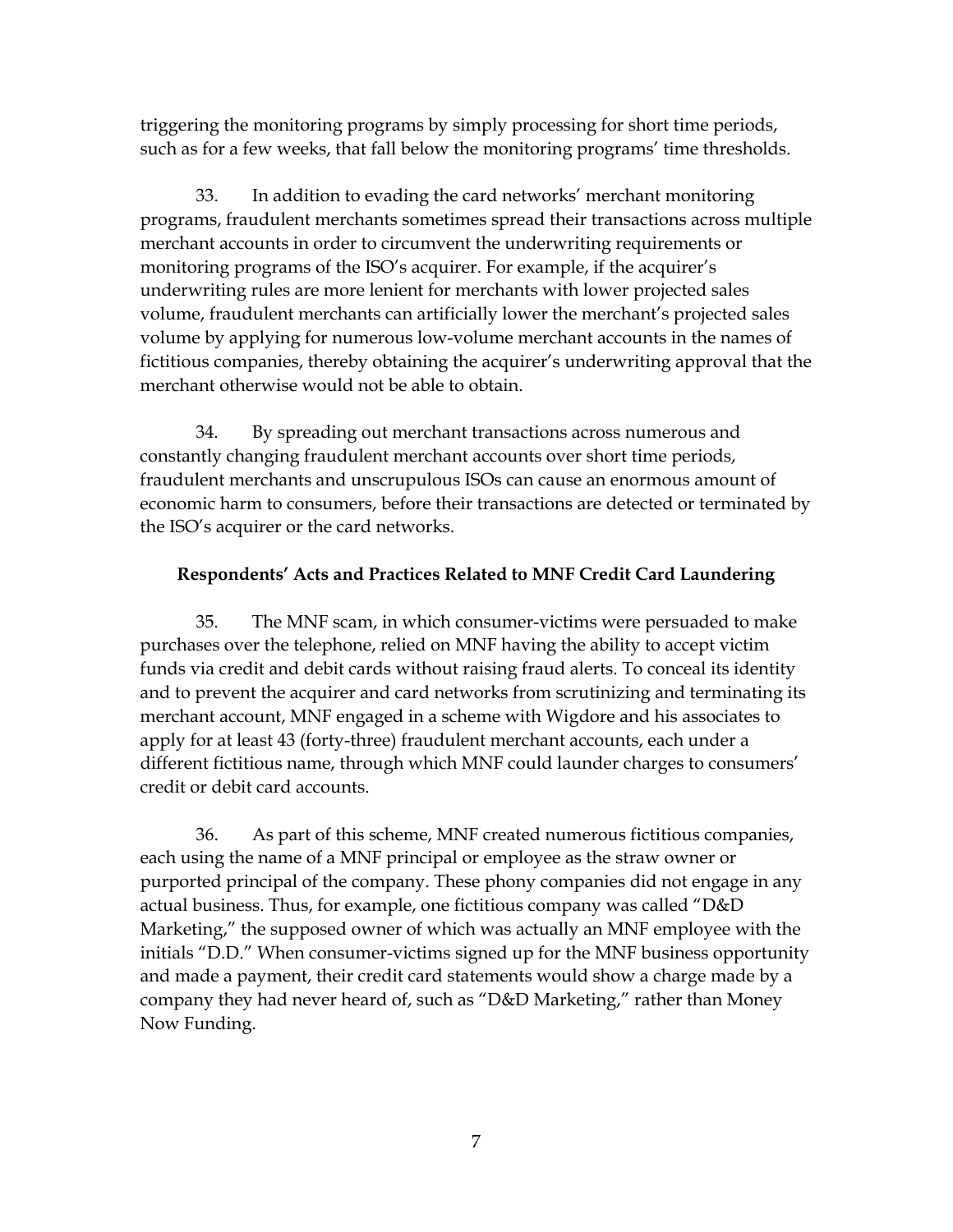triggering the monitoring programs by simply processing for short time periods, such as for a few weeks, that fall below the monitoring programs' time thresholds.

33. In addition to evading the card networks' merchant monitoring programs, fraudulent merchants sometimes spread their transactions across multiple merchant accounts in order to circumvent the underwriting requirements or monitoring programs of the ISO's acquirer. For example, if the acquirer's underwriting rules are more lenient for merchants with lower projected sales volume, fraudulent merchants can artificially lower the merchant's projected sales volume by applying for numerous low-volume merchant accounts in the names of fictitious companies, thereby obtaining the acquirer's underwriting approval that the merchant otherwise would not be able to obtain.

34. By spreading out merchant transactions across numerous and constantly changing fraudulent merchant accounts over short time periods, fraudulent merchants and unscrupulous ISOs can cause an enormous amount of economic harm to consumers, before their transactions are detected or terminated by the ISO's acquirer or the card networks.

**Respondents' Acts and Practices Related to MNF Credit Card Laundering**

35. The MNF scam, in which consumer-victims were persuaded to make purchases over the telephone, relied on MNF having the ability to accept victim funds via credit and debit cards without raising fraud alerts. To conceal its identity and to prevent the acquirer and card networks from scrutinizing and terminating its merchant account, MNF engaged in a scheme with Wigdore and his associates to apply for at least 43 (forty-three) fraudulent merchant accounts, each under a different fictitious name, through which MNF could launder charges to consumers' credit or debit card accounts.

36. As part of this scheme, MNF created numerous fictitious companies, each using the name of a MNF principal or employee as the straw owner or purported principal of the company. These phony companies did not engage in any actual business. Thus, for example, one fictitious company was called "D&D Marketing," the supposed owner of which was actually an MNF employee with the initials "D.D." When consumer-victims signed up for the MNF business opportunity and made a payment, their credit card statements would show a charge made by a company they had never heard of, such as "D&D Marketing," rather than Money Now Funding.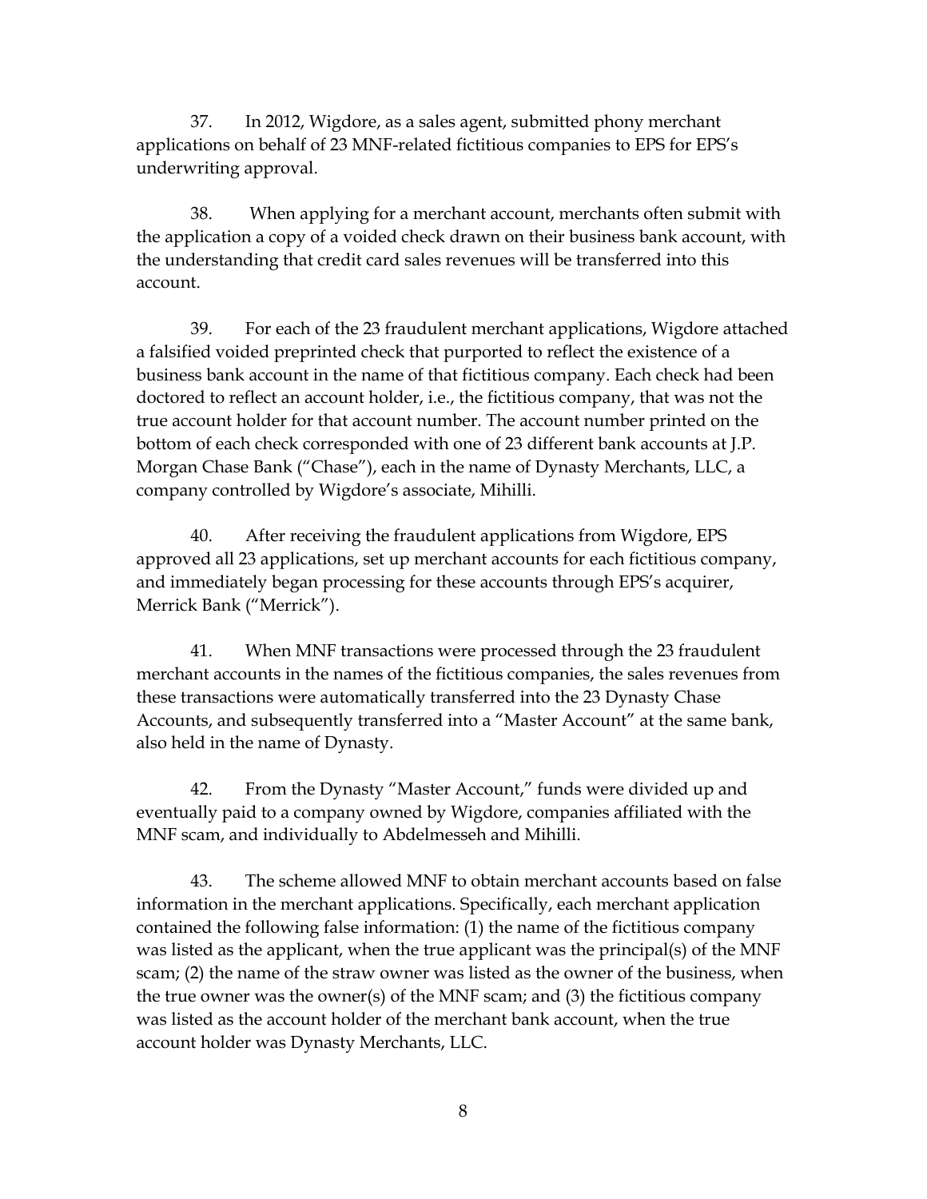37. In 2012, Wigdore, as a sales agent, submitted phony merchant applications on behalf of 23 MNF-related fictitious companies to EPS for EPS's underwriting approval.

38. When applying for a merchant account, merchants often submit with the application a copy of a voided check drawn on their business bank account, with the understanding that credit card sales revenues will be transferred into this account.

39. For each of the 23 fraudulent merchant applications, Wigdore attached a falsified voided preprinted check that purported to reflect the existence of a business bank account in the name of that fictitious company. Each check had been doctored to reflect an account holder, i.e., the fictitious company, that was not the true account holder for that account number. The account number printed on the bottom of each check corresponded with one of 23 different bank accounts at J.P. Morgan Chase Bank ("Chase"), each in the name of Dynasty Merchants, LLC, a company controlled by Wigdore's associate, Mihilli.

40. After receiving the fraudulent applications from Wigdore, EPS approved all 23 applications, set up merchant accounts for each fictitious company, and immediately began processing for these accounts through EPS's acquirer, Merrick Bank ("Merrick").

41. When MNF transactions were processed through the 23 fraudulent merchant accounts in the names of the fictitious companies, the sales revenues from these transactions were automatically transferred into the 23 Dynasty Chase Accounts, and subsequently transferred into a "Master Account" at the same bank, also held in the name of Dynasty.

42. From the Dynasty "Master Account," funds were divided up and eventually paid to a company owned by Wigdore, companies affiliated with the MNF scam, and individually to Abdelmesseh and Mihilli.

43. The scheme allowed MNF to obtain merchant accounts based on false information in the merchant applications. Specifically, each merchant application contained the following false information: (1) the name of the fictitious company was listed as the applicant, when the true applicant was the principal(s) of the MNF scam; (2) the name of the straw owner was listed as the owner of the business, when the true owner was the owner(s) of the MNF scam; and (3) the fictitious company was listed as the account holder of the merchant bank account, when the true account holder was Dynasty Merchants, LLC.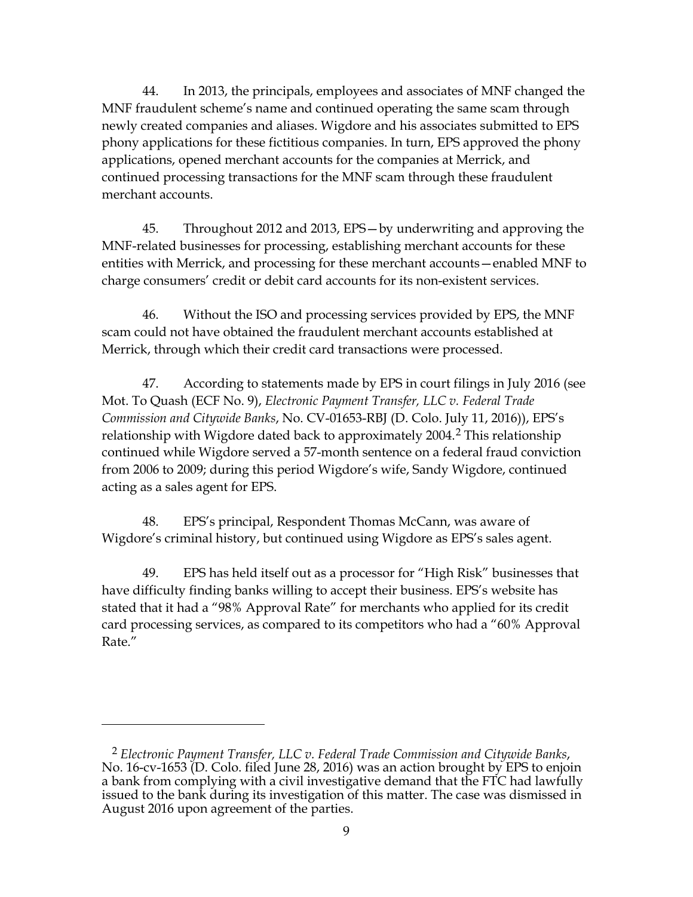44. In 2013, the principals, employees and associates of MNF changed the MNF fraudulent scheme's name and continued operating the same scam through newly created companies and aliases. Wigdore and his associates submitted to EPS phony applications for these fictitious companies. In turn, EPS approved the phony applications, opened merchant accounts for the companies at Merrick, and continued processing transactions for the MNF scam through these fraudulent merchant accounts.

45. Throughout 2012 and 2013, EPS—by underwriting and approving the MNF-related businesses for processing, establishing merchant accounts for these entities with Merrick, and processing for these merchant accounts—enabled MNF to charge consumers' credit or debit card accounts for its non-existent services.

46. Without the ISO and processing services provided by EPS, the MNF scam could not have obtained the fraudulent merchant accounts established at Merrick, through which their credit card transactions were processed.

47. According to statements made by EPS in court filings in July 2016 (see Mot. To Quash (ECF No. 9), *Electronic Payment Transfer, LLC v. Federal Trade Commission and Citywide Banks*, No. CV-01653-RBJ (D. Colo. July 11, 2016)), EPS's relationship with Wigdore dated back to approximately 2004.[2] This relationship continued while Wigdore served a 57-month sentence on a federal fraud conviction from 2006 to 2009; during this period Wigdore's wife, Sandy Wigdore, continued acting as a sales agent for EPS.

48. EPS's principal, Respondent Thomas McCann, was aware of Wigdore's criminal history, but continued using Wigdore as EPS's sales agent.

49. EPS has held itself out as a processor for "High Risk" businesses that have difficulty finding banks willing to accept their business. EPS's website has stated that it had a "98% Approval Rate" for merchants who applied for its credit card processing services, as compared to its competitors who had a "60% Approval Rate."

---

[2] *Electronic Payment Transfer, LLC v. Federal Trade Commission and Citywide Banks*, No. 16-cv-1653 (D. Colo. filed June 28, 2016) was an action brought by EPS to enjoin a bank from complying with a civil investigative demand that the FTC had lawfully issued to the bank during its investigation of this matter. The case was dismissed in August 2016 upon agreement of the parties.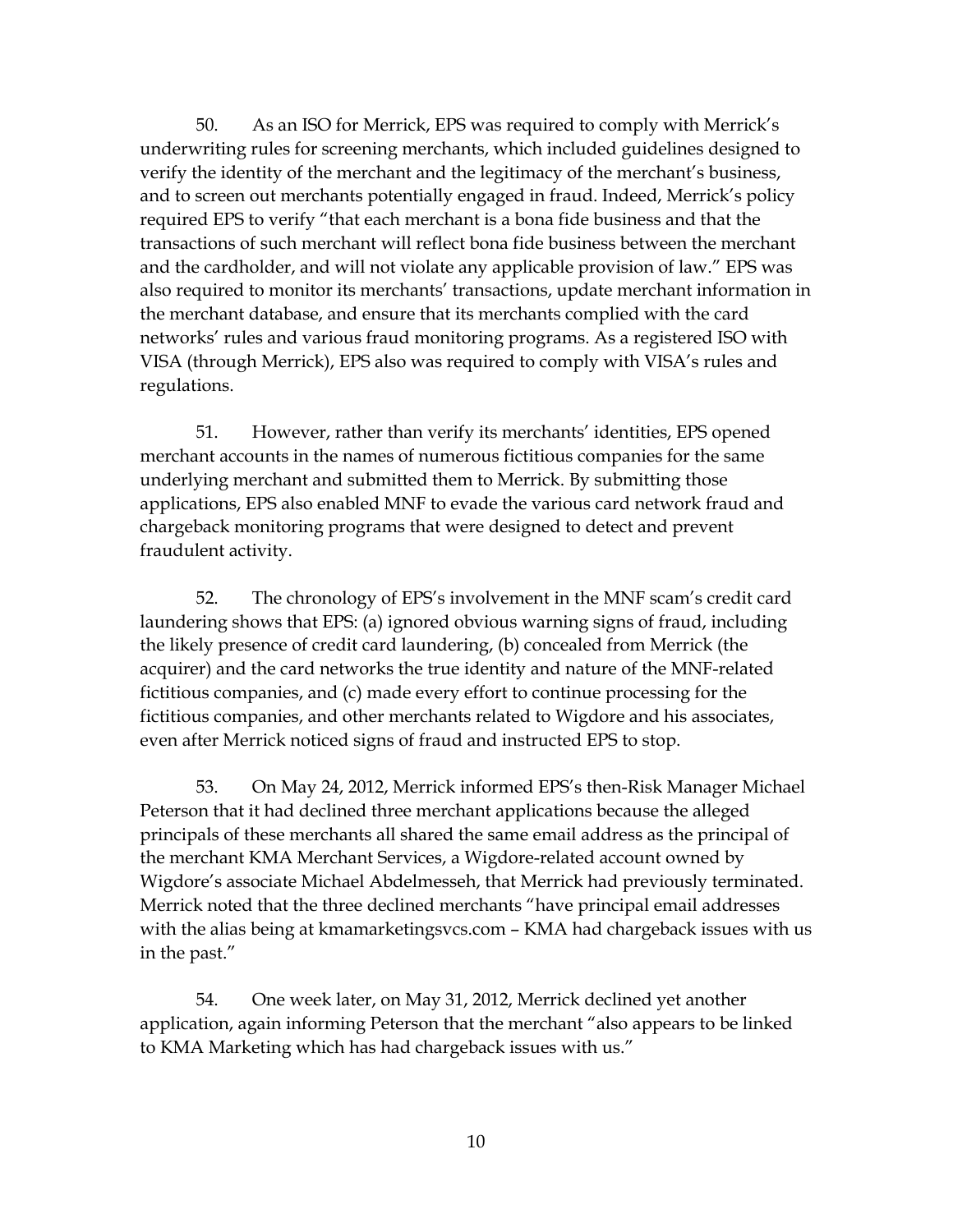50. As an ISO for Merrick, EPS was required to comply with Merrick's underwriting rules for screening merchants, which included guidelines designed to verify the identity of the merchant and the legitimacy of the merchant's business, and to screen out merchants potentially engaged in fraud. Indeed, Merrick's policy required EPS to verify "that each merchant is a bona fide business and that the transactions of such merchant will reflect bona fide business between the merchant and the cardholder, and will not violate any applicable provision of law." EPS was also required to monitor its merchants' transactions, update merchant information in the merchant database, and ensure that its merchants complied with the card networks' rules and various fraud monitoring programs. As a registered ISO with VISA (through Merrick), EPS also was required to comply with VISA's rules and regulations.

51. However, rather than verify its merchants' identities, EPS opened merchant accounts in the names of numerous fictitious companies for the same underlying merchant and submitted them to Merrick. By submitting those applications, EPS also enabled MNF to evade the various card network fraud and chargeback monitoring programs that were designed to detect and prevent fraudulent activity.

52. The chronology of EPS's involvement in the MNF scam's credit card laundering shows that EPS: (a) ignored obvious warning signs of fraud, including the likely presence of credit card laundering, (b) concealed from Merrick (the acquirer) and the card networks the true identity and nature of the MNF-related fictitious companies, and (c) made every effort to continue processing for the fictitious companies, and other merchants related to Wigdore and his associates, even after Merrick noticed signs of fraud and instructed EPS to stop.

53. On May 24, 2012, Merrick informed EPS's then-Risk Manager Michael Peterson that it had declined three merchant applications because the alleged principals of these merchants all shared the same email address as the principal of the merchant KMA Merchant Services, a Wigdore-related account owned by Wigdore's associate Michael Abdelmesseh, that Merrick had previously terminated. Merrick noted that the three declined merchants "have principal email addresses with the alias being at kmamarketingsvcs.com – KMA had chargeback issues with us in the past."

54. One week later, on May 31, 2012, Merrick declined yet another application, again informing Peterson that the merchant "also appears to be linked to KMA Marketing which has had chargeback issues with us."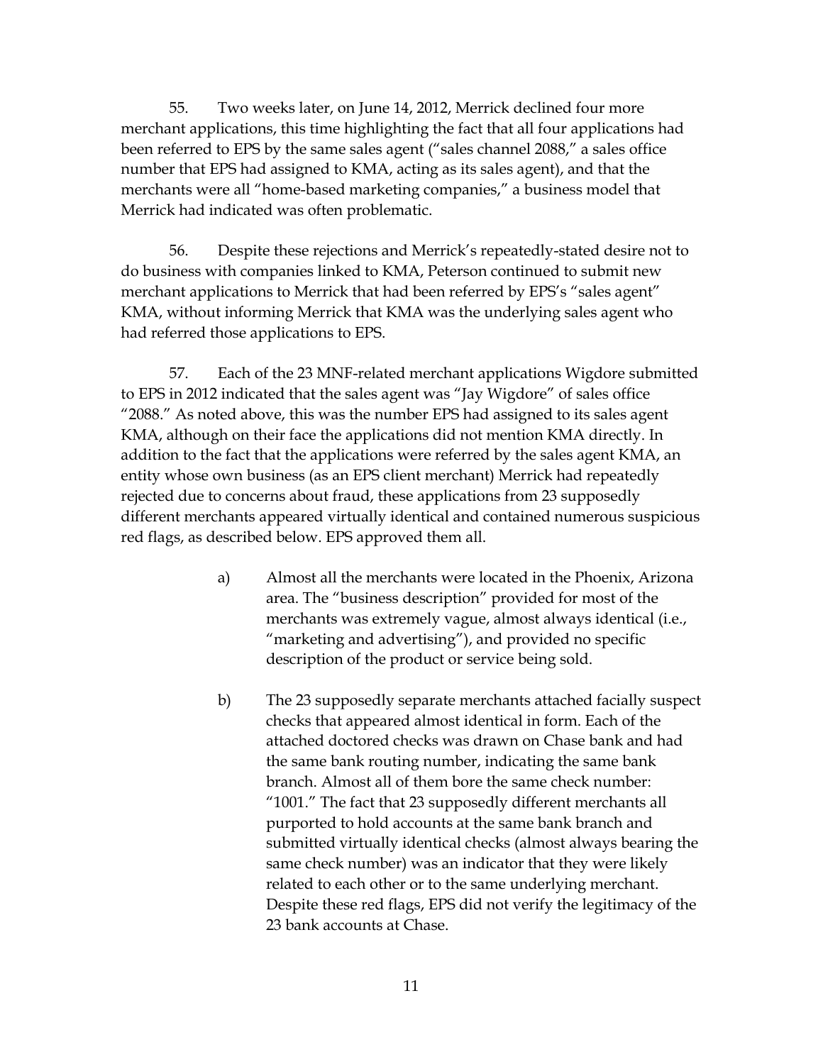55. Two weeks later, on June 14, 2012, Merrick declined four more merchant applications, this time highlighting the fact that all four applications had been referred to EPS by the same sales agent ("sales channel 2088," a sales office number that EPS had assigned to KMA, acting as its sales agent), and that the merchants were all "home-based marketing companies," a business model that Merrick had indicated was often problematic.

56. Despite these rejections and Merrick's repeatedly-stated desire not to do business with companies linked to KMA, Peterson continued to submit new merchant applications to Merrick that had been referred by EPS's "sales agent" KMA, without informing Merrick that KMA was the underlying sales agent who had referred those applications to EPS.

57. Each of the 23 MNF-related merchant applications Wigdore submitted to EPS in 2012 indicated that the sales agent was "Jay Wigdore" of sales office "2088." As noted above, this was the number EPS had assigned to its sales agent KMA, although on their face the applications did not mention KMA directly. In addition to the fact that the applications were referred by the sales agent KMA, an entity whose own business (as an EPS client merchant) Merrick had repeatedly rejected due to concerns about fraud, these applications from 23 supposedly different merchants appeared virtually identical and contained numerous suspicious red flags, as described below. EPS approved them all.

a) Almost all the merchants were located in the Phoenix, Arizona area. The "business description" provided for most of the merchants was extremely vague, almost always identical (i.e., "marketing and advertising"), and provided no specific description of the product or service being sold.

b) The 23 supposedly separate merchants attached facially suspect checks that appeared almost identical in form. Each of the attached doctored checks was drawn on Chase bank and had the same bank routing number, indicating the same bank branch. Almost all of them bore the same check number: "1001." The fact that 23 supposedly different merchants all purported to hold accounts at the same bank branch and submitted virtually identical checks (almost always bearing the same check number) was an indicator that they were likely related to each other or to the same underlying merchant. Despite these red flags, EPS did not verify the legitimacy of the 23 bank accounts at Chase.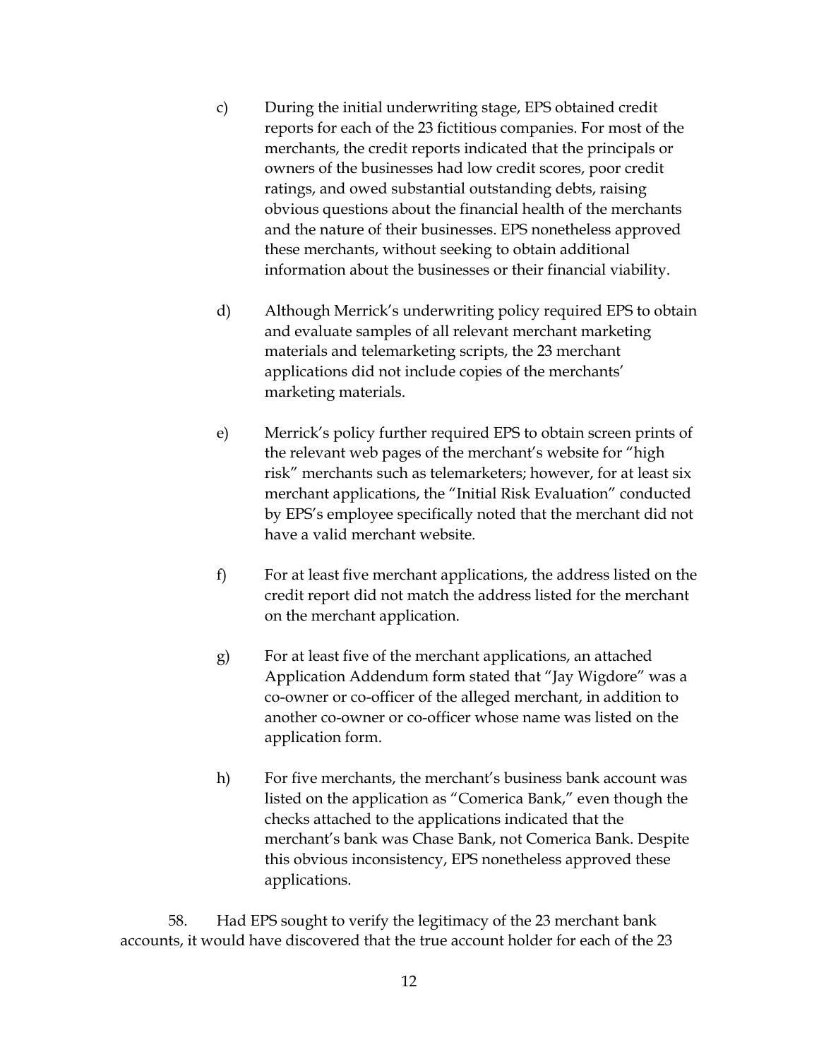c) During the initial underwriting stage, EPS obtained credit reports for each of the 23 fictitious companies. For most of the merchants, the credit reports indicated that the principals or owners of the businesses had low credit scores, poor credit ratings, and owed substantial outstanding debts, raising obvious questions about the financial health of the merchants and the nature of their businesses. EPS nonetheless approved these merchants, without seeking to obtain additional information about the businesses or their financial viability.

d) Although Merrick's underwriting policy required EPS to obtain and evaluate samples of all relevant merchant marketing materials and telemarketing scripts, the 23 merchant applications did not include copies of the merchants' marketing materials.

e) Merrick's policy further required EPS to obtain screen prints of the relevant web pages of the merchant's website for "high risk" merchants such as telemarketers; however, for at least six merchant applications, the "Initial Risk Evaluation" conducted by EPS's employee specifically noted that the merchant did not have a valid merchant website.

f) For at least five merchant applications, the address listed on the credit report did not match the address listed for the merchant on the merchant application.

g) For at least five of the merchant applications, an attached Application Addendum form stated that "Jay Wigdore" was a co-owner or co-officer of the alleged merchant, in addition to another co-owner or co-officer whose name was listed on the application form.

h) For five merchants, the merchant's business bank account was listed on the application as "Comerica Bank," even though the checks attached to the applications indicated that the merchant's bank was Chase Bank, not Comerica Bank. Despite this obvious inconsistency, EPS nonetheless approved these applications.

58. Had EPS sought to verify the legitimacy of the 23 merchant bank accounts, it would have discovered that the true account holder for each of the 23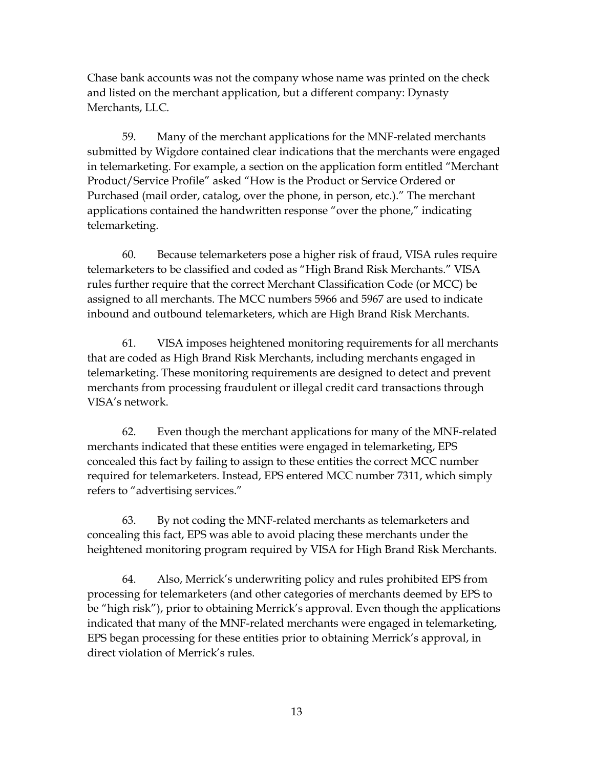Chase bank accounts was not the company whose name was printed on the check and listed on the merchant application, but a different company: Dynasty Merchants, LLC.

59. Many of the merchant applications for the MNF-related merchants submitted by Wigdore contained clear indications that the merchants were engaged in telemarketing. For example, a section on the application form entitled "Merchant Product/Service Profile" asked "How is the Product or Service Ordered or Purchased (mail order, catalog, over the phone, in person, etc.)." The merchant applications contained the handwritten response "over the phone," indicating telemarketing.

60. Because telemarketers pose a higher risk of fraud, VISA rules require telemarketers to be classified and coded as "High Brand Risk Merchants." VISA rules further require that the correct Merchant Classification Code (or MCC) be assigned to all merchants. The MCC numbers 5966 and 5967 are used to indicate inbound and outbound telemarketers, which are High Brand Risk Merchants.

61. VISA imposes heightened monitoring requirements for all merchants that are coded as High Brand Risk Merchants, including merchants engaged in telemarketing. These monitoring requirements are designed to detect and prevent merchants from processing fraudulent or illegal credit card transactions through VISA's network.

62. Even though the merchant applications for many of the MNF-related merchants indicated that these entities were engaged in telemarketing, EPS concealed this fact by failing to assign to these entities the correct MCC number required for telemarketers. Instead, EPS entered MCC number 7311, which simply refers to "advertising services."

63. By not coding the MNF-related merchants as telemarketers and concealing this fact, EPS was able to avoid placing these merchants under the heightened monitoring program required by VISA for High Brand Risk Merchants.

64. Also, Merrick's underwriting policy and rules prohibited EPS from processing for telemarketers (and other categories of merchants deemed by EPS to be "high risk"), prior to obtaining Merrick's approval. Even though the applications indicated that many of the MNF-related merchants were engaged in telemarketing, EPS began processing for these entities prior to obtaining Merrick's approval, in direct violation of Merrick's rules.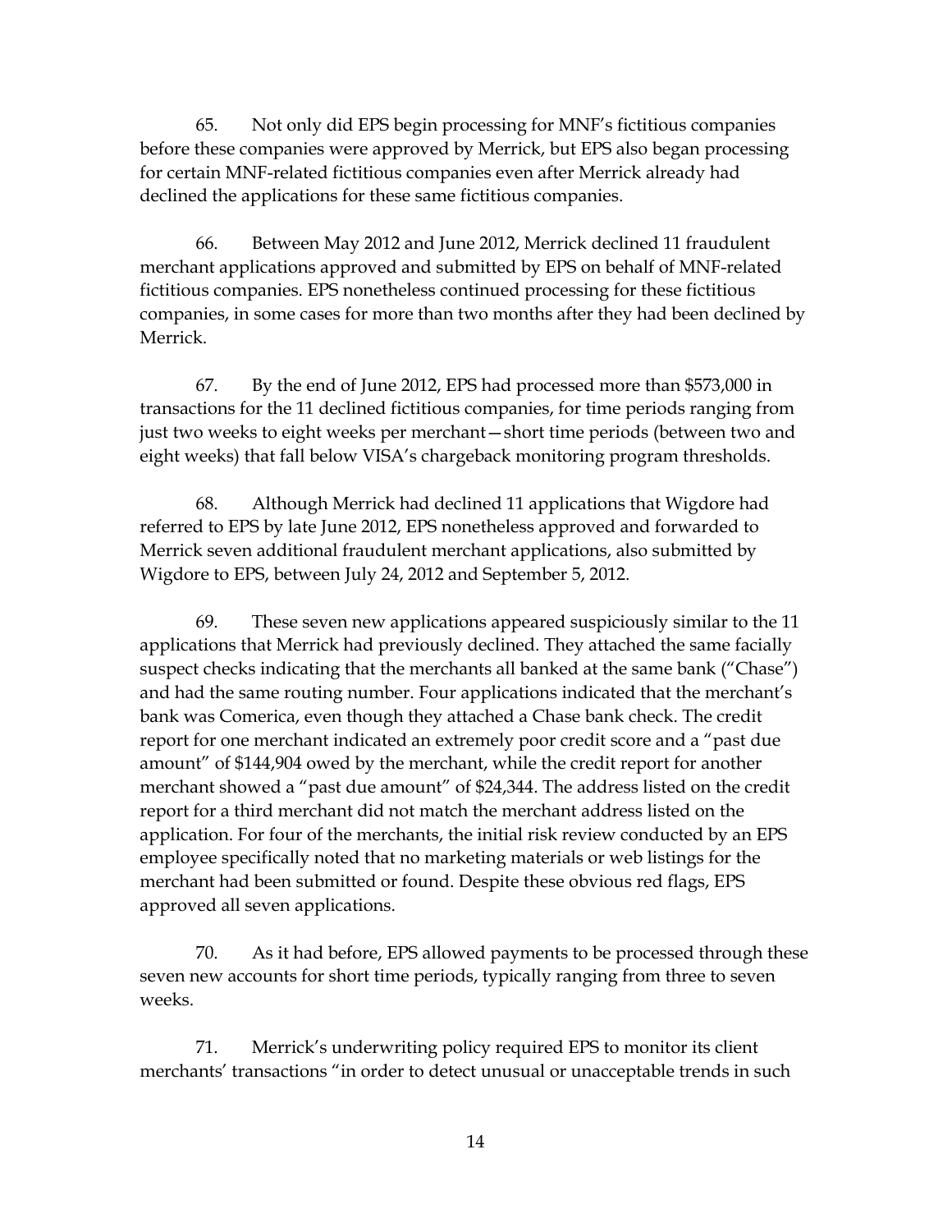65. Not only did EPS begin processing for MNF's fictitious companies before these companies were approved by Merrick, but EPS also began processing for certain MNF-related fictitious companies even after Merrick already had declined the applications for these same fictitious companies.

66. Between May 2012 and June 2012, Merrick declined 11 fraudulent merchant applications approved and submitted by EPS on behalf of MNF-related fictitious companies. EPS nonetheless continued processing for these fictitious companies, in some cases for more than two months after they had been declined by Merrick.

67. By the end of June 2012, EPS had processed more than $573,000 in transactions for the 11 declined fictitious companies, for time periods ranging from just two weeks to eight weeks per merchant—short time periods (between two and eight weeks) that fall below VISA's chargeback monitoring program thresholds.

68. Although Merrick had declined 11 applications that Wigdore had referred to EPS by late June 2012, EPS nonetheless approved and forwarded to Merrick seven additional fraudulent merchant applications, also submitted by Wigdore to EPS, between July 24, 2012 and September 5, 2012.

69. These seven new applications appeared suspiciously similar to the 11 applications that Merrick had previously declined. They attached the same facially suspect checks indicating that the merchants all banked at the same bank ("Chase") and had the same routing number. Four applications indicated that the merchant's bank was Comerica, even though they attached a Chase bank check. The credit report for one merchant indicated an extremely poor credit score and a "past due amount" of $144,904 owed by the merchant, while the credit report for another merchant showed a "past due amount" of $24,344. The address listed on the credit report for a third merchant did not match the merchant address listed on the application. For four of the merchants, the initial risk review conducted by an EPS employee specifically noted that no marketing materials or web listings for the merchant had been submitted or found. Despite these obvious red flags, EPS approved all seven applications.

70. As it had before, EPS allowed payments to be processed through these seven new accounts for short time periods, typically ranging from three to seven weeks.

71. Merrick's underwriting policy required EPS to monitor its client merchants' transactions "in order to detect unusual or unacceptable trends in such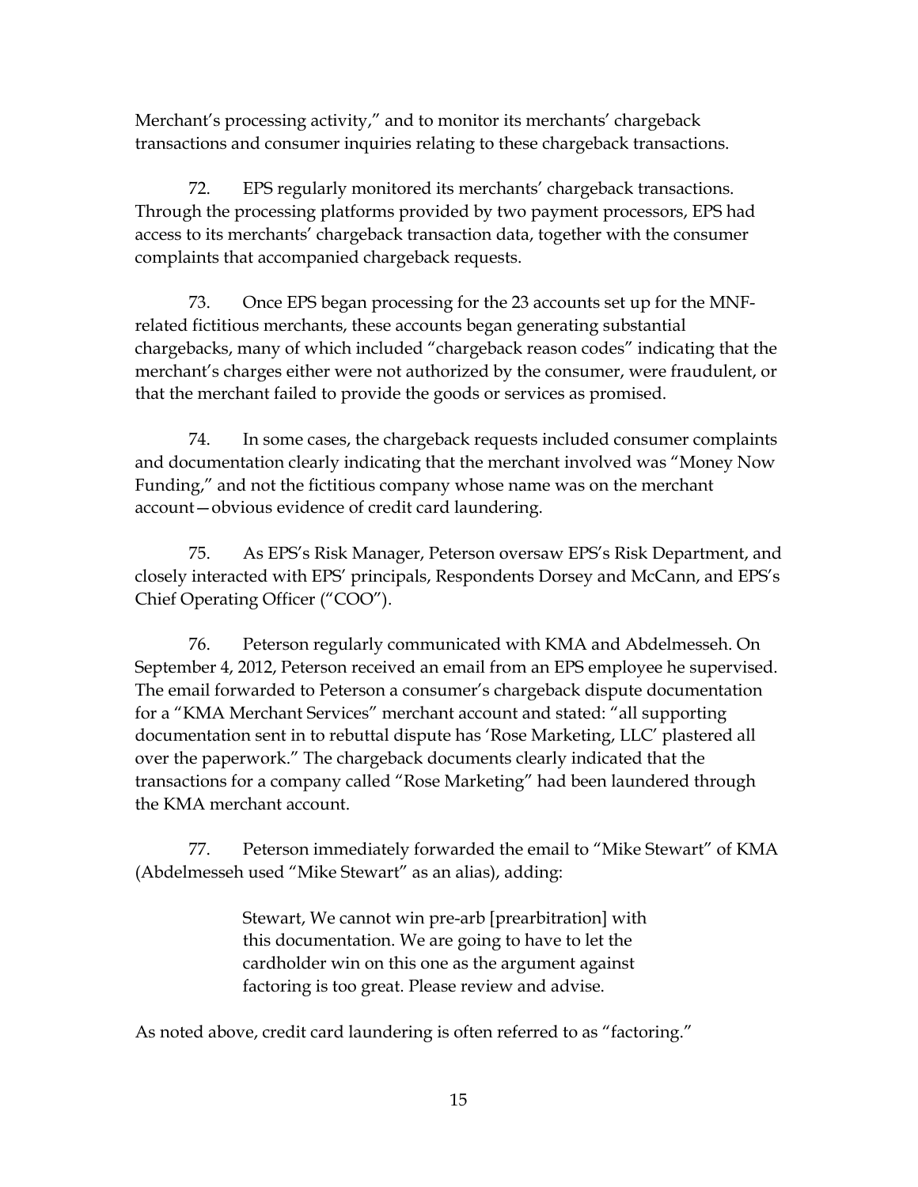Merchant's processing activity," and to monitor its merchants' chargeback transactions and consumer inquiries relating to these chargeback transactions.

72. EPS regularly monitored its merchants' chargeback transactions. Through the processing platforms provided by two payment processors, EPS had access to its merchants' chargeback transaction data, together with the consumer complaints that accompanied chargeback requests.

73. Once EPS began processing for the 23 accounts set up for the MNF-related fictitious merchants, these accounts began generating substantial chargebacks, many of which included "chargeback reason codes" indicating that the merchant's charges either were not authorized by the consumer, were fraudulent, or that the merchant failed to provide the goods or services as promised.

74. In some cases, the chargeback requests included consumer complaints and documentation clearly indicating that the merchant involved was "Money Now Funding," and not the fictitious company whose name was on the merchant account—obvious evidence of credit card laundering.

75. As EPS's Risk Manager, Peterson oversaw EPS's Risk Department, and closely interacted with EPS' principals, Respondents Dorsey and McCann, and EPS's Chief Operating Officer ("COO").

76. Peterson regularly communicated with KMA and Abdelmesseh. On September 4, 2012, Peterson received an email from an EPS employee he supervised. The email forwarded to Peterson a consumer's chargeback dispute documentation for a "KMA Merchant Services" merchant account and stated: "all supporting documentation sent in to rebuttal dispute has 'Rose Marketing, LLC' plastered all over the paperwork." The chargeback documents clearly indicated that the transactions for a company called "Rose Marketing" had been laundered through the KMA merchant account.

77. Peterson immediately forwarded the email to "Mike Stewart" of KMA (Abdelmesseh used "Mike Stewart" as an alias), adding:

> Stewart, We cannot win pre-arb [prearbitration] with this documentation. We are going to have to let the cardholder win on this one as the argument against factoring is too great. Please review and advise.

As noted above, credit card laundering is often referred to as "factoring."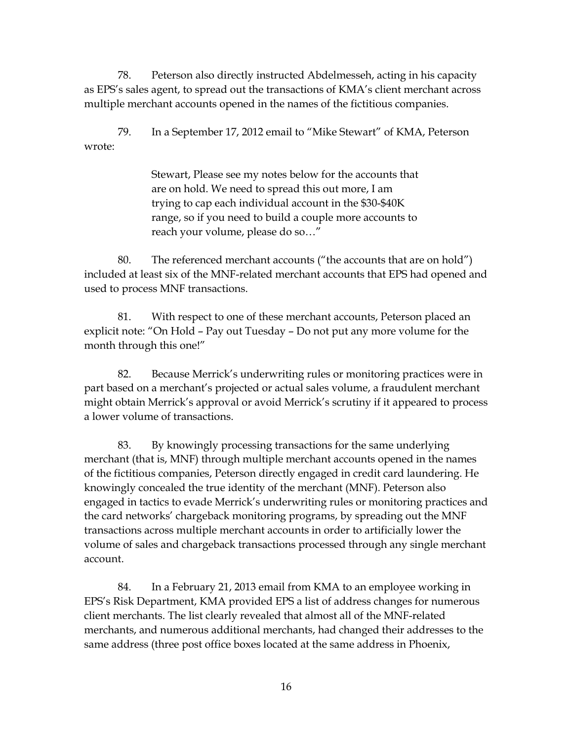78. Peterson also directly instructed Abdelmesseh, acting in his capacity as EPS's sales agent, to spread out the transactions of KMA's client merchant across multiple merchant accounts opened in the names of the fictitious companies.

79. In a September 17, 2012 email to "Mike Stewart" of KMA, Peterson wrote:

> Stewart, Please see my notes below for the accounts that are on hold. We need to spread this out more, I am trying to cap each individual account in the $30-$40K range, so if you need to build a couple more accounts to reach your volume, please do so…"

80. The referenced merchant accounts ("the accounts that are on hold") included at least six of the MNF-related merchant accounts that EPS had opened and used to process MNF transactions.

81. With respect to one of these merchant accounts, Peterson placed an explicit note: "On Hold – Pay out Tuesday – Do not put any more volume for the month through this one!"

82. Because Merrick's underwriting rules or monitoring practices were in part based on a merchant's projected or actual sales volume, a fraudulent merchant might obtain Merrick's approval or avoid Merrick's scrutiny if it appeared to process a lower volume of transactions.

83. By knowingly processing transactions for the same underlying merchant (that is, MNF) through multiple merchant accounts opened in the names of the fictitious companies, Peterson directly engaged in credit card laundering. He knowingly concealed the true identity of the merchant (MNF). Peterson also engaged in tactics to evade Merrick's underwriting rules or monitoring practices and the card networks' chargeback monitoring programs, by spreading out the MNF transactions across multiple merchant accounts in order to artificially lower the volume of sales and chargeback transactions processed through any single merchant account.

84. In a February 21, 2013 email from KMA to an employee working in EPS's Risk Department, KMA provided EPS a list of address changes for numerous client merchants. The list clearly revealed that almost all of the MNF-related merchants, and numerous additional merchants, had changed their addresses to the same address (three post office boxes located at the same address in Phoenix,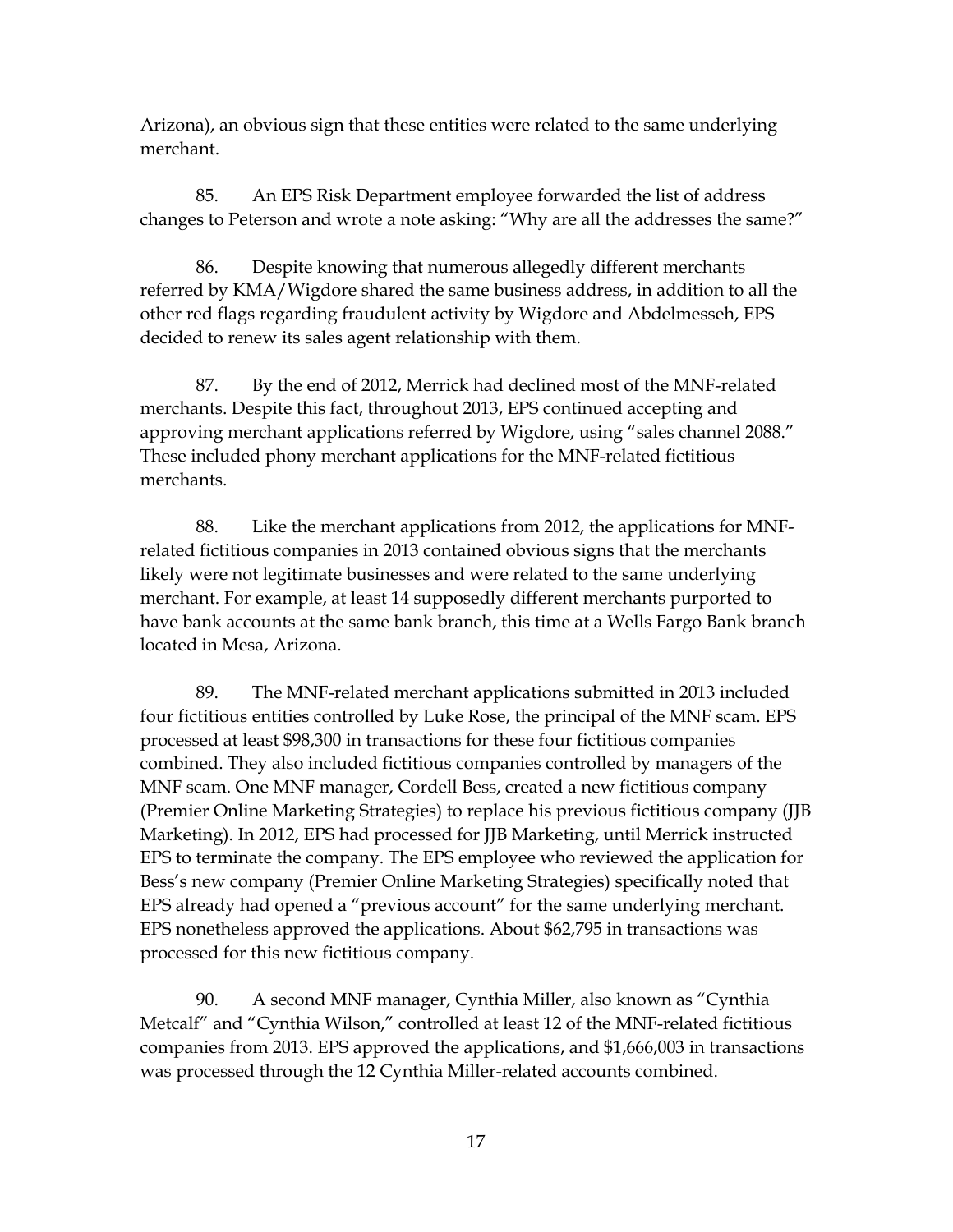Arizona), an obvious sign that these entities were related to the same underlying merchant.

85. An EPS Risk Department employee forwarded the list of address changes to Peterson and wrote a note asking: "Why are all the addresses the same?"

86. Despite knowing that numerous allegedly different merchants referred by KMA/Wigdore shared the same business address, in addition to all the other red flags regarding fraudulent activity by Wigdore and Abdelmesseh, EPS decided to renew its sales agent relationship with them.

87. By the end of 2012, Merrick had declined most of the MNF-related merchants. Despite this fact, throughout 2013, EPS continued accepting and approving merchant applications referred by Wigdore, using "sales channel 2088." These included phony merchant applications for the MNF-related fictitious merchants.

88. Like the merchant applications from 2012, the applications for MNF-related fictitious companies in 2013 contained obvious signs that the merchants likely were not legitimate businesses and were related to the same underlying merchant. For example, at least 14 supposedly different merchants purported to have bank accounts at the same bank branch, this time at a Wells Fargo Bank branch located in Mesa, Arizona.

89. The MNF-related merchant applications submitted in 2013 included four fictitious entities controlled by Luke Rose, the principal of the MNF scam. EPS processed at least $98,300 in transactions for these four fictitious companies combined. They also included fictitious companies controlled by managers of the MNF scam. One MNF manager, Cordell Bess, created a new fictitious company (Premier Online Marketing Strategies) to replace his previous fictitious company (JJB Marketing). In 2012, EPS had processed for JJB Marketing, until Merrick instructed EPS to terminate the company. The EPS employee who reviewed the application for Bess's new company (Premier Online Marketing Strategies) specifically noted that EPS already had opened a "previous account" for the same underlying merchant. EPS nonetheless approved the applications. About $62,795 in transactions was processed for this new fictitious company.

90. A second MNF manager, Cynthia Miller, also known as "Cynthia Metcalf" and "Cynthia Wilson," controlled at least 12 of the MNF-related fictitious companies from 2013. EPS approved the applications, and $1,666,003 in transactions was processed through the 12 Cynthia Miller-related accounts combined.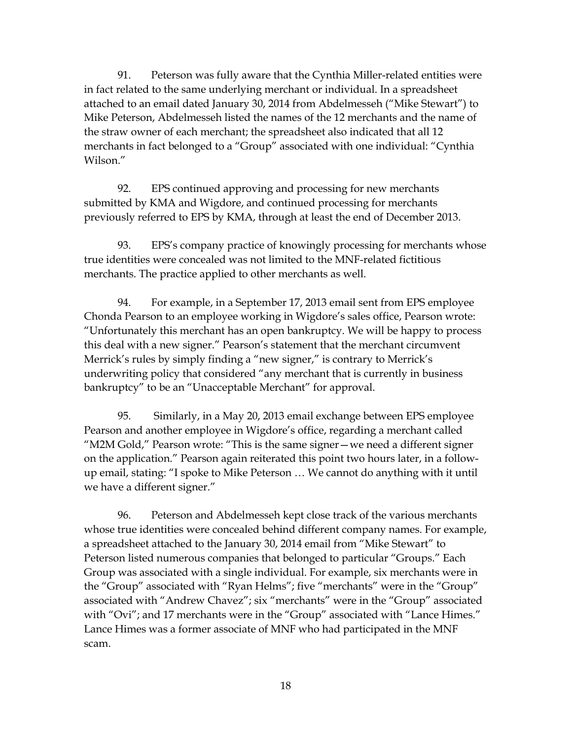91. Peterson was fully aware that the Cynthia Miller-related entities were in fact related to the same underlying merchant or individual. In a spreadsheet attached to an email dated January 30, 2014 from Abdelmesseh ("Mike Stewart") to Mike Peterson, Abdelmesseh listed the names of the 12 merchants and the name of the straw owner of each merchant; the spreadsheet also indicated that all 12 merchants in fact belonged to a "Group" associated with one individual: "Cynthia Wilson."

92. EPS continued approving and processing for new merchants submitted by KMA and Wigdore, and continued processing for merchants previously referred to EPS by KMA, through at least the end of December 2013.

93. EPS's company practice of knowingly processing for merchants whose true identities were concealed was not limited to the MNF-related fictitious merchants. The practice applied to other merchants as well.

94. For example, in a September 17, 2013 email sent from EPS employee Chonda Pearson to an employee working in Wigdore's sales office, Pearson wrote: "Unfortunately this merchant has an open bankruptcy. We will be happy to process this deal with a new signer." Pearson's statement that the merchant circumvent Merrick's rules by simply finding a "new signer," is contrary to Merrick's underwriting policy that considered "any merchant that is currently in business bankruptcy" to be an "Unacceptable Merchant" for approval.

95. Similarly, in a May 20, 2013 email exchange between EPS employee Pearson and another employee in Wigdore's office, regarding a merchant called "M2M Gold," Pearson wrote: "This is the same signer—we need a different signer on the application." Pearson again reiterated this point two hours later, in a follow-up email, stating: "I spoke to Mike Peterson … We cannot do anything with it until we have a different signer."

96. Peterson and Abdelmesseh kept close track of the various merchants whose true identities were concealed behind different company names. For example, a spreadsheet attached to the January 30, 2014 email from "Mike Stewart" to Peterson listed numerous companies that belonged to particular "Groups." Each Group was associated with a single individual. For example, six merchants were in the "Group" associated with "Ryan Helms"; five "merchants" were in the "Group" associated with "Andrew Chavez"; six "merchants" were in the "Group" associated with "Ovi"; and 17 merchants were in the "Group" associated with "Lance Himes." Lance Himes was a former associate of MNF who had participated in the MNF scam.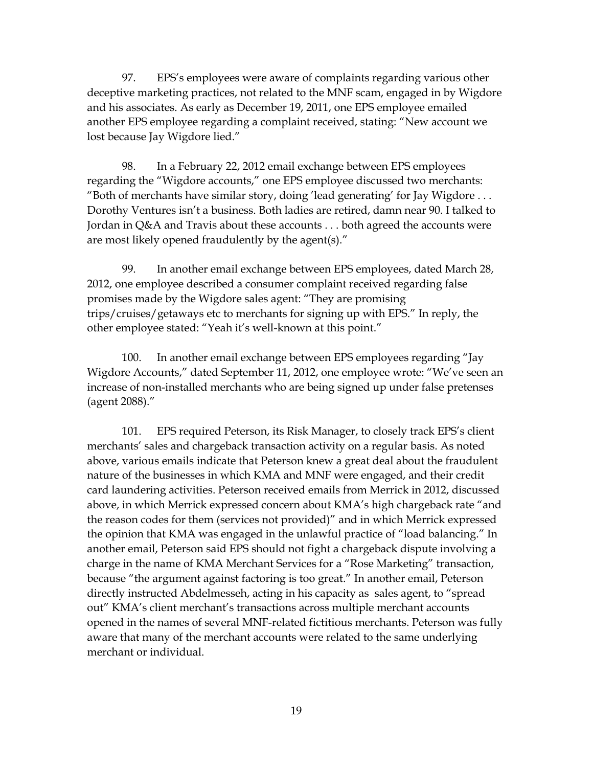97. EPS's employees were aware of complaints regarding various other deceptive marketing practices, not related to the MNF scam, engaged in by Wigdore and his associates. As early as December 19, 2011, one EPS employee emailed another EPS employee regarding a complaint received, stating: "New account we lost because Jay Wigdore lied."

98. In a February 22, 2012 email exchange between EPS employees regarding the "Wigdore accounts," one EPS employee discussed two merchants: "Both of merchants have similar story, doing 'lead generating' for Jay Wigdore . . . Dorothy Ventures isn't a business. Both ladies are retired, damn near 90. I talked to Jordan in Q&A and Travis about these accounts . . . both agreed the accounts were are most likely opened fraudulently by the agent(s)."

99. In another email exchange between EPS employees, dated March 28, 2012, one employee described a consumer complaint received regarding false promises made by the Wigdore sales agent: "They are promising trips/cruises/getaways etc to merchants for signing up with EPS." In reply, the other employee stated: "Yeah it's well-known at this point."

100. In another email exchange between EPS employees regarding "Jay Wigdore Accounts," dated September 11, 2012, one employee wrote: "We've seen an increase of non-installed merchants who are being signed up under false pretenses (agent 2088)."

101. EPS required Peterson, its Risk Manager, to closely track EPS's client merchants' sales and chargeback transaction activity on a regular basis. As noted above, various emails indicate that Peterson knew a great deal about the fraudulent nature of the businesses in which KMA and MNF were engaged, and their credit card laundering activities. Peterson received emails from Merrick in 2012, discussed above, in which Merrick expressed concern about KMA's high chargeback rate "and the reason codes for them (services not provided)" and in which Merrick expressed the opinion that KMA was engaged in the unlawful practice of "load balancing." In another email, Peterson said EPS should not fight a chargeback dispute involving a charge in the name of KMA Merchant Services for a "Rose Marketing" transaction, because "the argument against factoring is too great." In another email, Peterson directly instructed Abdelmesseh, acting in his capacity as sales agent, to "spread out" KMA's client merchant's transactions across multiple merchant accounts opened in the names of several MNF-related fictitious merchants. Peterson was fully aware that many of the merchant accounts were related to the same underlying merchant or individual.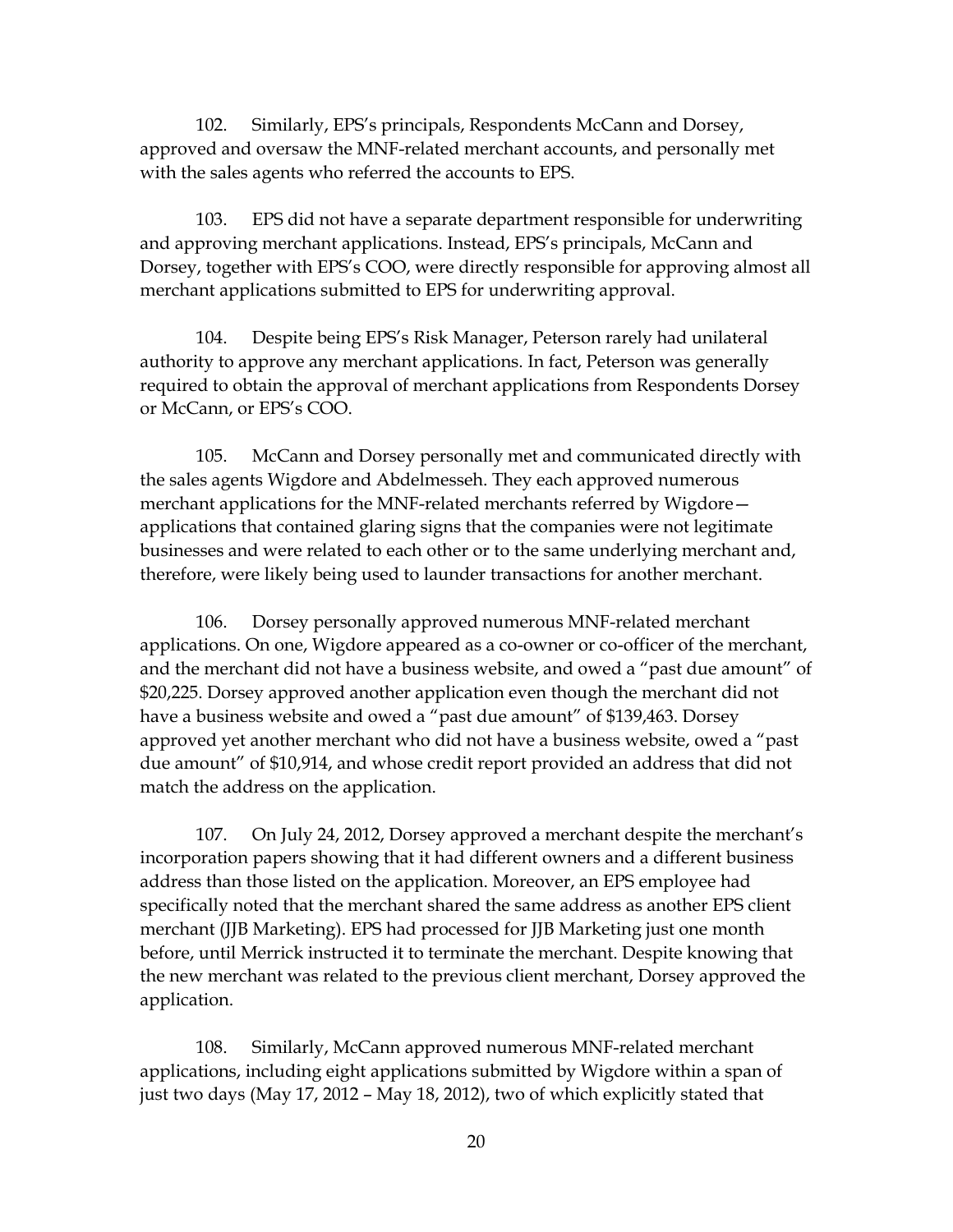102. Similarly, EPS's principals, Respondents McCann and Dorsey, approved and oversaw the MNF-related merchant accounts, and personally met with the sales agents who referred the accounts to EPS.

103. EPS did not have a separate department responsible for underwriting and approving merchant applications. Instead, EPS's principals, McCann and Dorsey, together with EPS's COO, were directly responsible for approving almost all merchant applications submitted to EPS for underwriting approval.

104. Despite being EPS's Risk Manager, Peterson rarely had unilateral authority to approve any merchant applications. In fact, Peterson was generally required to obtain the approval of merchant applications from Respondents Dorsey or McCann, or EPS's COO.

105. McCann and Dorsey personally met and communicated directly with the sales agents Wigdore and Abdelmesseh. They each approved numerous merchant applications for the MNF-related merchants referred by Wigdore—applications that contained glaring signs that the companies were not legitimate businesses and were related to each other or to the same underlying merchant and, therefore, were likely being used to launder transactions for another merchant.

106. Dorsey personally approved numerous MNF-related merchant applications. On one, Wigdore appeared as a co-owner or co-officer of the merchant, and the merchant did not have a business website, and owed a "past due amount" of $20,225. Dorsey approved another application even though the merchant did not have a business website and owed a "past due amount" of $139,463. Dorsey approved yet another merchant who did not have a business website, owed a "past due amount" of $10,914, and whose credit report provided an address that did not match the address on the application.

107. On July 24, 2012, Dorsey approved a merchant despite the merchant's incorporation papers showing that it had different owners and a different business address than those listed on the application. Moreover, an EPS employee had specifically noted that the merchant shared the same address as another EPS client merchant (JJB Marketing). EPS had processed for JJB Marketing just one month before, until Merrick instructed it to terminate the merchant. Despite knowing that the new merchant was related to the previous client merchant, Dorsey approved the application.

108. Similarly, McCann approved numerous MNF-related merchant applications, including eight applications submitted by Wigdore within a span of just two days (May 17, 2012 – May 18, 2012), two of which explicitly stated that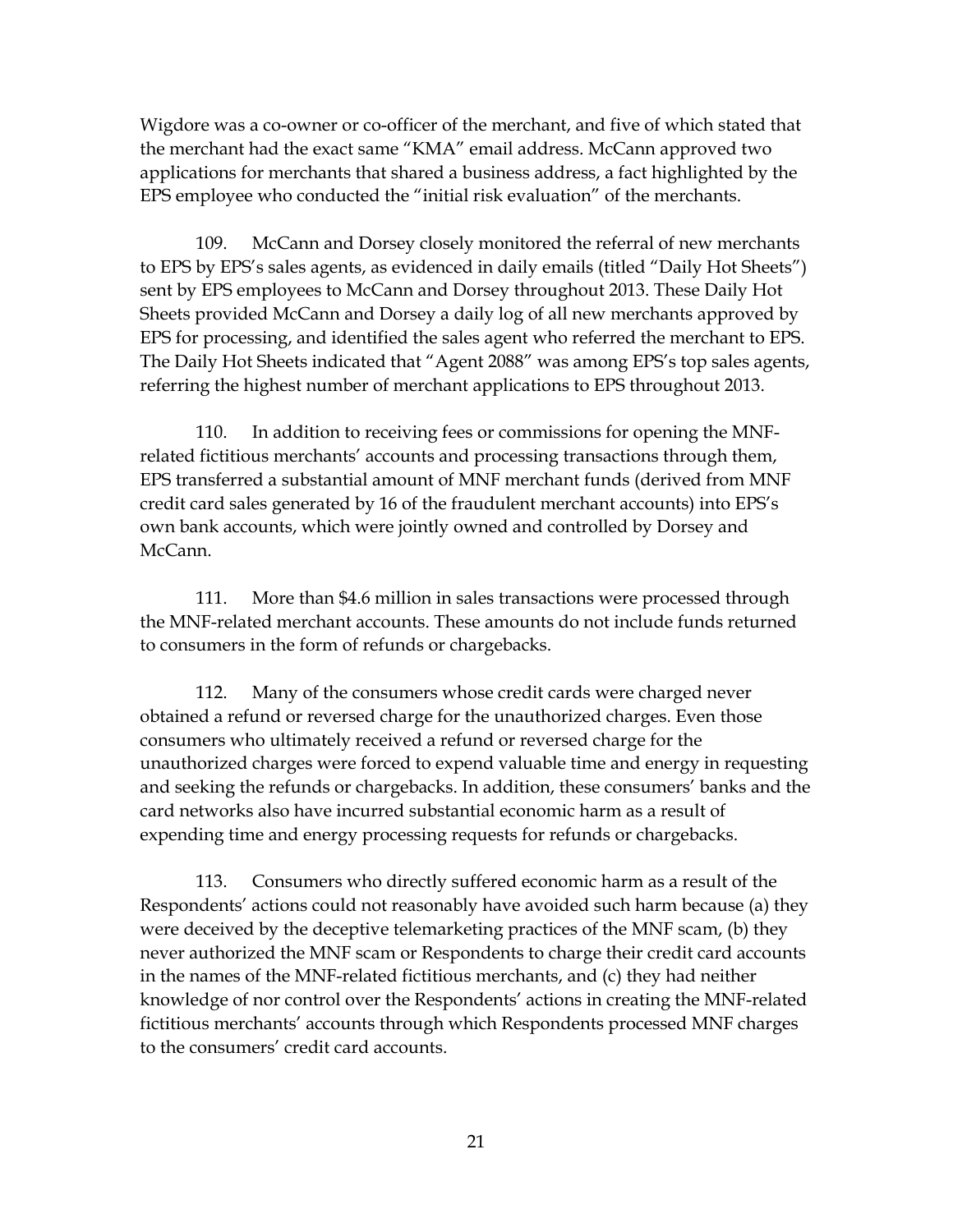Wigdore was a co-owner or co-officer of the merchant, and five of which stated that the merchant had the exact same "KMA" email address. McCann approved two applications for merchants that shared a business address, a fact highlighted by the EPS employee who conducted the "initial risk evaluation" of the merchants.

109. McCann and Dorsey closely monitored the referral of new merchants to EPS by EPS's sales agents, as evidenced in daily emails (titled "Daily Hot Sheets") sent by EPS employees to McCann and Dorsey throughout 2013. These Daily Hot Sheets provided McCann and Dorsey a daily log of all new merchants approved by EPS for processing, and identified the sales agent who referred the merchant to EPS. The Daily Hot Sheets indicated that "Agent 2088" was among EPS's top sales agents, referring the highest number of merchant applications to EPS throughout 2013.

110. In addition to receiving fees or commissions for opening the MNF-related fictitious merchants' accounts and processing transactions through them, EPS transferred a substantial amount of MNF merchant funds (derived from MNF credit card sales generated by 16 of the fraudulent merchant accounts) into EPS's own bank accounts, which were jointly owned and controlled by Dorsey and McCann.

111. More than $4.6 million in sales transactions were processed through the MNF-related merchant accounts. These amounts do not include funds returned to consumers in the form of refunds or chargebacks.

112. Many of the consumers whose credit cards were charged never obtained a refund or reversed charge for the unauthorized charges. Even those consumers who ultimately received a refund or reversed charge for the unauthorized charges were forced to expend valuable time and energy in requesting and seeking the refunds or chargebacks. In addition, these consumers' banks and the card networks also have incurred substantial economic harm as a result of expending time and energy processing requests for refunds or chargebacks.

113. Consumers who directly suffered economic harm as a result of the Respondents' actions could not reasonably have avoided such harm because (a) they were deceived by the deceptive telemarketing practices of the MNF scam, (b) they never authorized the MNF scam or Respondents to charge their credit card accounts in the names of the MNF-related fictitious merchants, and (c) they had neither knowledge of nor control over the Respondents' actions in creating the MNF-related fictitious merchants' accounts through which Respondents processed MNF charges to the consumers' credit card accounts.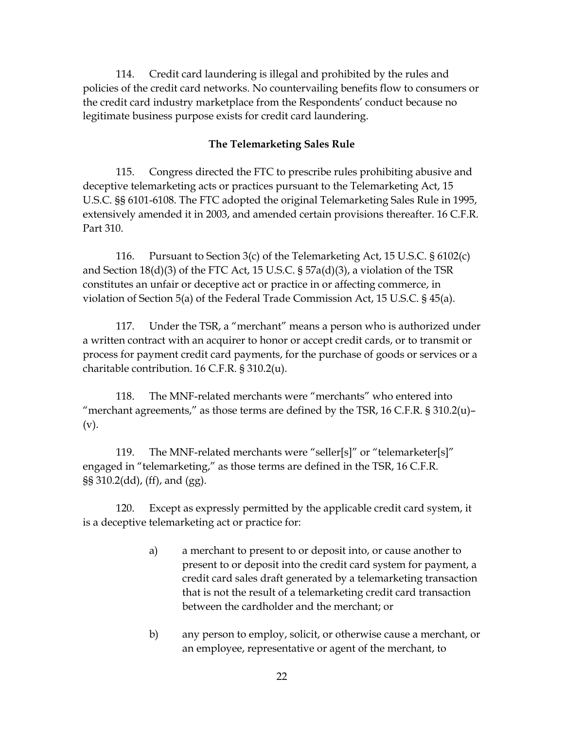114. Credit card laundering is illegal and prohibited by the rules and policies of the credit card networks. No countervailing benefits flow to consumers or the credit card industry marketplace from the Respondents' conduct because no legitimate business purpose exists for credit card laundering.

**The Telemarketing Sales Rule**

115. Congress directed the FTC to prescribe rules prohibiting abusive and deceptive telemarketing acts or practices pursuant to the Telemarketing Act, 15 U.S.C. §§ 6101-6108. The FTC adopted the original Telemarketing Sales Rule in 1995, extensively amended it in 2003, and amended certain provisions thereafter. 16 C.F.R. Part 310.

116. Pursuant to Section 3(c) of the Telemarketing Act, 15 U.S.C. § 6102(c) and Section 18(d)(3) of the FTC Act, 15 U.S.C. § 57a(d)(3), a violation of the TSR constitutes an unfair or deceptive act or practice in or affecting commerce, in violation of Section 5(a) of the Federal Trade Commission Act, 15 U.S.C. § 45(a).

117. Under the TSR, a "merchant" means a person who is authorized under a written contract with an acquirer to honor or accept credit cards, or to transmit or process for payment credit card payments, for the purchase of goods or services or a charitable contribution. 16 C.F.R. § 310.2(u).

118. The MNF-related merchants were "merchants" who entered into "merchant agreements," as those terms are defined by the TSR, 16 C.F.R. § 310.2(u)–(v).

119. The MNF-related merchants were "seller[s]" or "telemarketer[s]" engaged in "telemarketing," as those terms are defined in the TSR, 16 C.F.R. §§ 310.2(dd), (ff), and (gg).

120. Except as expressly permitted by the applicable credit card system, it is a deceptive telemarketing act or practice for:

a) a merchant to present to or deposit into, or cause another to present to or deposit into the credit card system for payment, a credit card sales draft generated by a telemarketing transaction that is not the result of a telemarketing credit card transaction between the cardholder and the merchant; or

b) any person to employ, solicit, or otherwise cause a merchant, or an employee, representative or agent of the merchant, to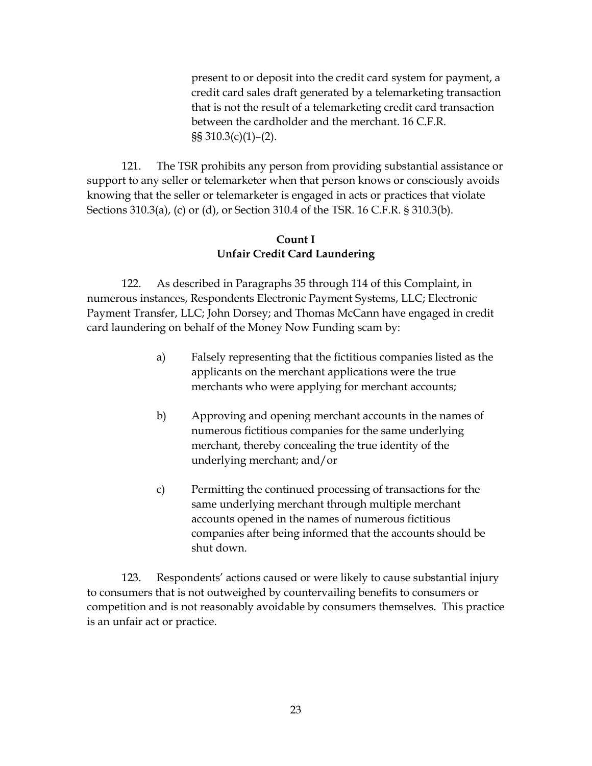present to or deposit into the credit card system for payment, a credit card sales draft generated by a telemarketing transaction that is not the result of a telemarketing credit card transaction between the cardholder and the merchant. 16 C.F.R. §§ 310.3(c)(1)–(2).

121. The TSR prohibits any person from providing substantial assistance or support to any seller or telemarketer when that person knows or consciously avoids knowing that the seller or telemarketer is engaged in acts or practices that violate Sections 310.3(a), (c) or (d), or Section 310.4 of the TSR. 16 C.F.R. § 310.3(b).

**Count I**
**Unfair Credit Card Laundering**

122. As described in Paragraphs 35 through 114 of this Complaint, in numerous instances, Respondents Electronic Payment Systems, LLC; Electronic Payment Transfer, LLC; John Dorsey; and Thomas McCann have engaged in credit card laundering on behalf of the Money Now Funding scam by:

a) Falsely representing that the fictitious companies listed as the applicants on the merchant applications were the true merchants who were applying for merchant accounts;

b) Approving and opening merchant accounts in the names of numerous fictitious companies for the same underlying merchant, thereby concealing the true identity of the underlying merchant; and/or

c) Permitting the continued processing of transactions for the same underlying merchant through multiple merchant accounts opened in the names of numerous fictitious companies after being informed that the accounts should be shut down.

123. Respondents' actions caused or were likely to cause substantial injury to consumers that is not outweighed by countervailing benefits to consumers or competition and is not reasonably avoidable by consumers themselves. This practice is an unfair act or practice.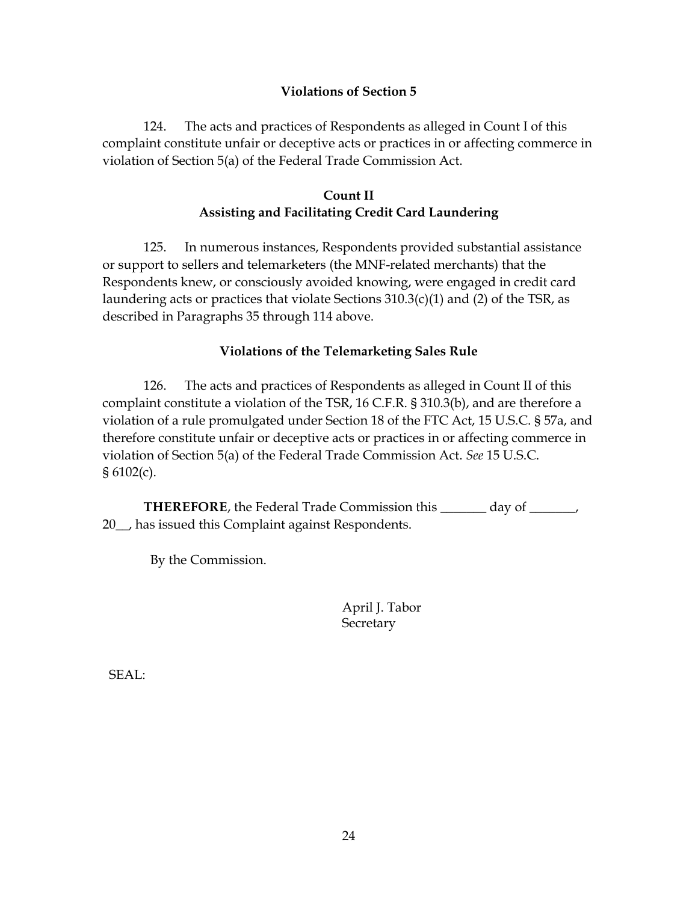**Violations of Section 5**

124. The acts and practices of Respondents as alleged in Count I of this complaint constitute unfair or deceptive acts or practices in or affecting commerce in violation of Section 5(a) of the Federal Trade Commission Act.

**Count II**
**Assisting and Facilitating Credit Card Laundering**

125. In numerous instances, Respondents provided substantial assistance or support to sellers and telemarketers (the MNF-related merchants) that the Respondents knew, or consciously avoided knowing, were engaged in credit card laundering acts or practices that violate Sections 310.3(c)(1) and (2) of the TSR, as described in Paragraphs 35 through 114 above.

**Violations of the Telemarketing Sales Rule**

126. The acts and practices of Respondents as alleged in Count II of this complaint constitute a violation of the TSR, 16 C.F.R. § 310.3(b), and are therefore a violation of a rule promulgated under Section 18 of the FTC Act, 15 U.S.C. § 57a, and therefore constitute unfair or deceptive acts or practices in or affecting commerce in violation of Section 5(a) of the Federal Trade Commission Act. *See* 15 U.S.C. § 6102(c).

**THEREFORE**, the Federal Trade Commission this _______ day of _______, 20__, has issued this Complaint against Respondents.

By the Commission.

April J. Tabor
Secretary

SEAL: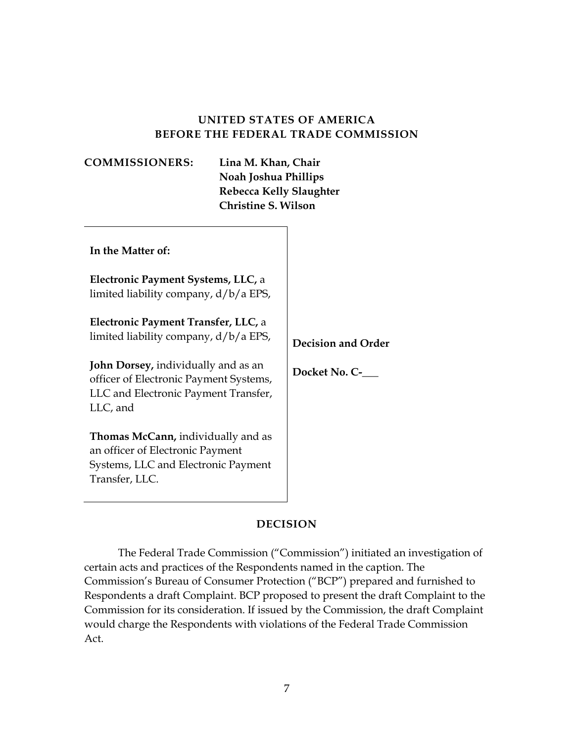**UNITED STATES OF AMERICA**
**BEFORE THE FEDERAL TRADE COMMISSION**

**COMMISSIONERS:** **Lina M. Khan, Chair**
**Noah Joshua Phillips**
**Rebecca Kelly Slaughter**
**Christine S. Wilson**

| | |
|---|---|
| **In the Matter of:**<br><br>**Electronic Payment Systems, LLC,** a limited liability company, d/b/a EPS,<br><br>**Electronic Payment Transfer, LLC,** a limited liability company, d/b/a EPS,<br><br>**John Dorsey,** individually and as an officer of Electronic Payment Systems, LLC and Electronic Payment Transfer, LLC, and<br><br>**Thomas McCann,** individually and as an officer of Electronic Payment Systems, LLC and Electronic Payment Transfer, LLC. | **Decision and Order**<br><br>**Docket No. C-___** |

## DECISION

The Federal Trade Commission ("Commission") initiated an investigation of certain acts and practices of the Respondents named in the caption. The Commission's Bureau of Consumer Protection ("BCP") prepared and furnished to Respondents a draft Complaint. BCP proposed to present the draft Complaint to the Commission for its consideration. If issued by the Commission, the draft Complaint would charge the Respondents with violations of the Federal Trade Commission Act.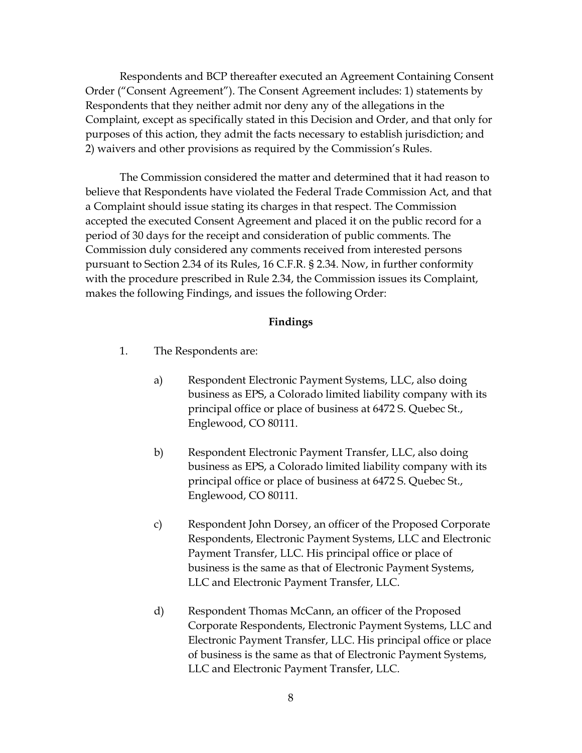Respondents and BCP thereafter executed an Agreement Containing Consent Order ("Consent Agreement"). The Consent Agreement includes: 1) statements by Respondents that they neither admit nor deny any of the allegations in the Complaint, except as specifically stated in this Decision and Order, and that only for purposes of this action, they admit the facts necessary to establish jurisdiction; and 2) waivers and other provisions as required by the Commission's Rules.

The Commission considered the matter and determined that it had reason to believe that Respondents have violated the Federal Trade Commission Act, and that a Complaint should issue stating its charges in that respect. The Commission accepted the executed Consent Agreement and placed it on the public record for a period of 30 days for the receipt and consideration of public comments. The Commission duly considered any comments received from interested persons pursuant to Section 2.34 of its Rules, 16 C.F.R. § 2.34. Now, in further conformity with the procedure prescribed in Rule 2.34, the Commission issues its Complaint, makes the following Findings, and issues the following Order:

**Findings**

1. The Respondents are:

   a) Respondent Electronic Payment Systems, LLC, also doing business as EPS, a Colorado limited liability company with its principal office or place of business at 6472 S. Quebec St., Englewood, CO 80111.

   b) Respondent Electronic Payment Transfer, LLC, also doing business as EPS, a Colorado limited liability company with its principal office or place of business at 6472 S. Quebec St., Englewood, CO 80111.

   c) Respondent John Dorsey, an officer of the Proposed Corporate Respondents, Electronic Payment Systems, LLC and Electronic Payment Transfer, LLC. His principal office or place of business is the same as that of Electronic Payment Systems, LLC and Electronic Payment Transfer, LLC.

   d) Respondent Thomas McCann, an officer of the Proposed Corporate Respondents, Electronic Payment Systems, LLC and Electronic Payment Transfer, LLC. His principal office or place of business is the same as that of Electronic Payment Systems, LLC and Electronic Payment Transfer, LLC.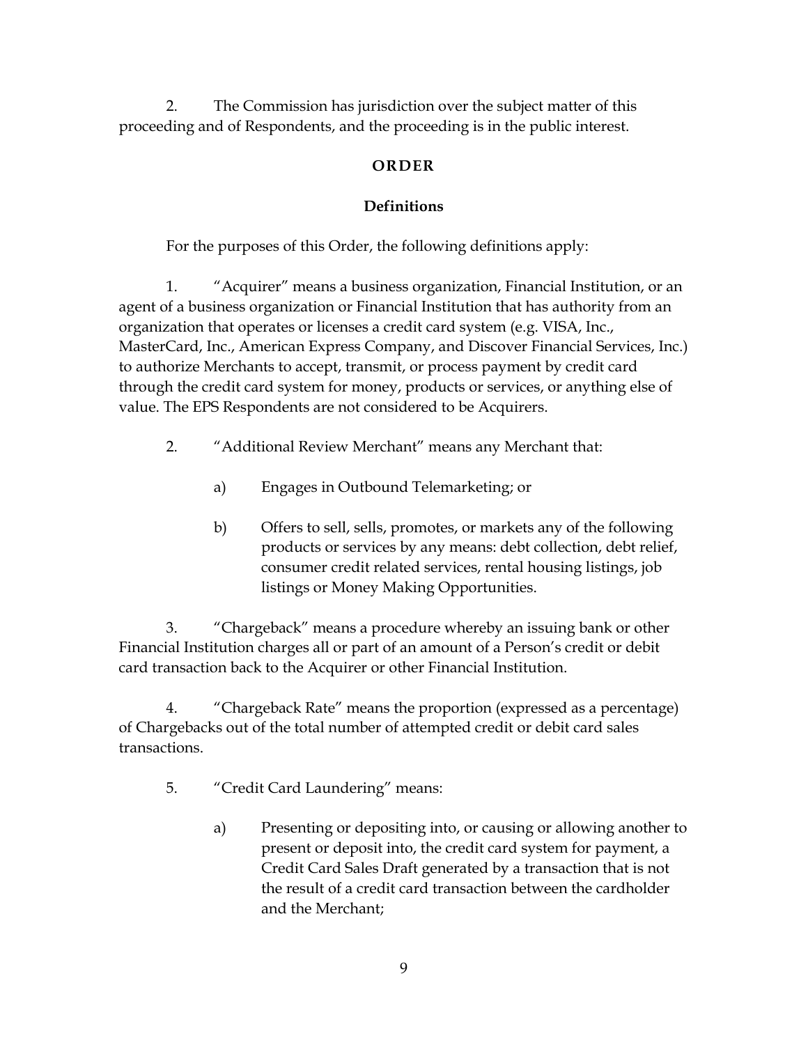2. The Commission has jurisdiction over the subject matter of this proceeding and of Respondents, and the proceeding is in the public interest.

## ORDER

### Definitions

For the purposes of this Order, the following definitions apply:

1. "Acquirer" means a business organization, Financial Institution, or an agent of a business organization or Financial Institution that has authority from an organization that operates or licenses a credit card system (e.g. VISA, Inc., MasterCard, Inc., American Express Company, and Discover Financial Services, Inc.) to authorize Merchants to accept, transmit, or process payment by credit card through the credit card system for money, products or services, or anything else of value. The EPS Respondents are not considered to be Acquirers.

2. "Additional Review Merchant" means any Merchant that:

   a) Engages in Outbound Telemarketing; or

   b) Offers to sell, sells, promotes, or markets any of the following products or services by any means: debt collection, debt relief, consumer credit related services, rental housing listings, job listings or Money Making Opportunities.

3. "Chargeback" means a procedure whereby an issuing bank or other Financial Institution charges all or part of an amount of a Person's credit or debit card transaction back to the Acquirer or other Financial Institution.

4. "Chargeback Rate" means the proportion (expressed as a percentage) of Chargebacks out of the total number of attempted credit or debit card sales transactions.

5. "Credit Card Laundering" means:

   a) Presenting or depositing into, or causing or allowing another to present or deposit into, the credit card system for payment, a Credit Card Sales Draft generated by a transaction that is not the result of a credit card transaction between the cardholder and the Merchant;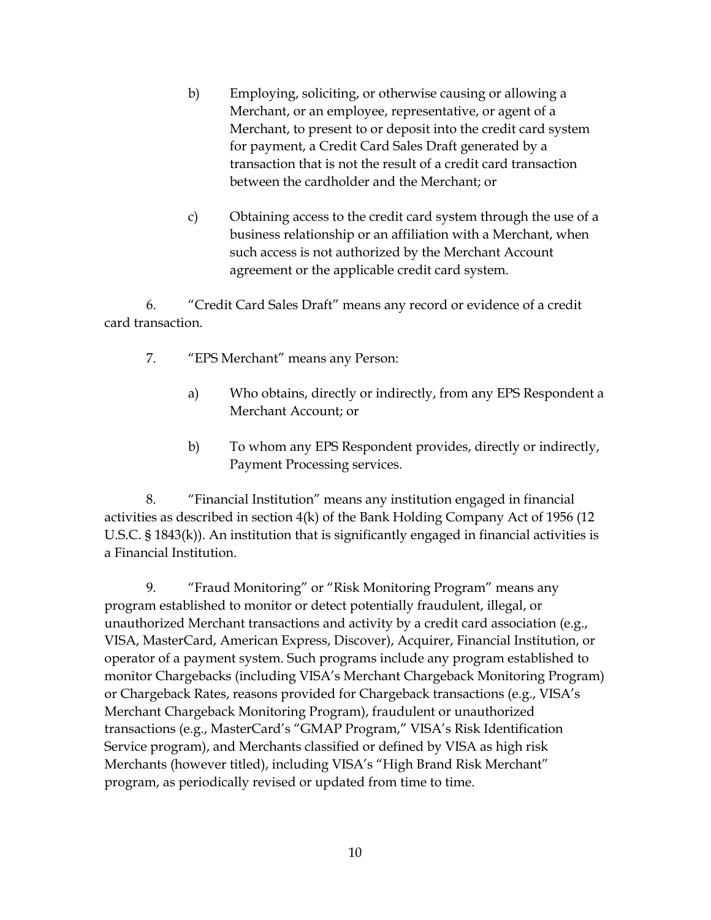b) Employing, soliciting, or otherwise causing or allowing a Merchant, or an employee, representative, or agent of a Merchant, to present to or deposit into the credit card system for payment, a Credit Card Sales Draft generated by a transaction that is not the result of a credit card transaction between the cardholder and the Merchant; or

c) Obtaining access to the credit card system through the use of a business relationship or an affiliation with a Merchant, when such access is not authorized by the Merchant Account agreement or the applicable credit card system.

6. "Credit Card Sales Draft" means any record or evidence of a credit card transaction.

7. "EPS Merchant" means any Person:

a) Who obtains, directly or indirectly, from any EPS Respondent a Merchant Account; or

b) To whom any EPS Respondent provides, directly or indirectly, Payment Processing services.

8. "Financial Institution" means any institution engaged in financial activities as described in section 4(k) of the Bank Holding Company Act of 1956 (12 U.S.C. § 1843(k)). An institution that is significantly engaged in financial activities is a Financial Institution.

9. "Fraud Monitoring" or "Risk Monitoring Program" means any program established to monitor or detect potentially fraudulent, illegal, or unauthorized Merchant transactions and activity by a credit card association (e.g., VISA, MasterCard, American Express, Discover), Acquirer, Financial Institution, or operator of a payment system. Such programs include any program established to monitor Chargebacks (including VISA's Merchant Chargeback Monitoring Program) or Chargeback Rates, reasons provided for Chargeback transactions (e.g., VISA's Merchant Chargeback Monitoring Program), fraudulent or unauthorized transactions (e.g., MasterCard's "GMAP Program," VISA's Risk Identification Service program), and Merchants classified or defined by VISA as high risk Merchants (however titled), including VISA's "High Brand Risk Merchant" program, as periodically revised or updated from time to time.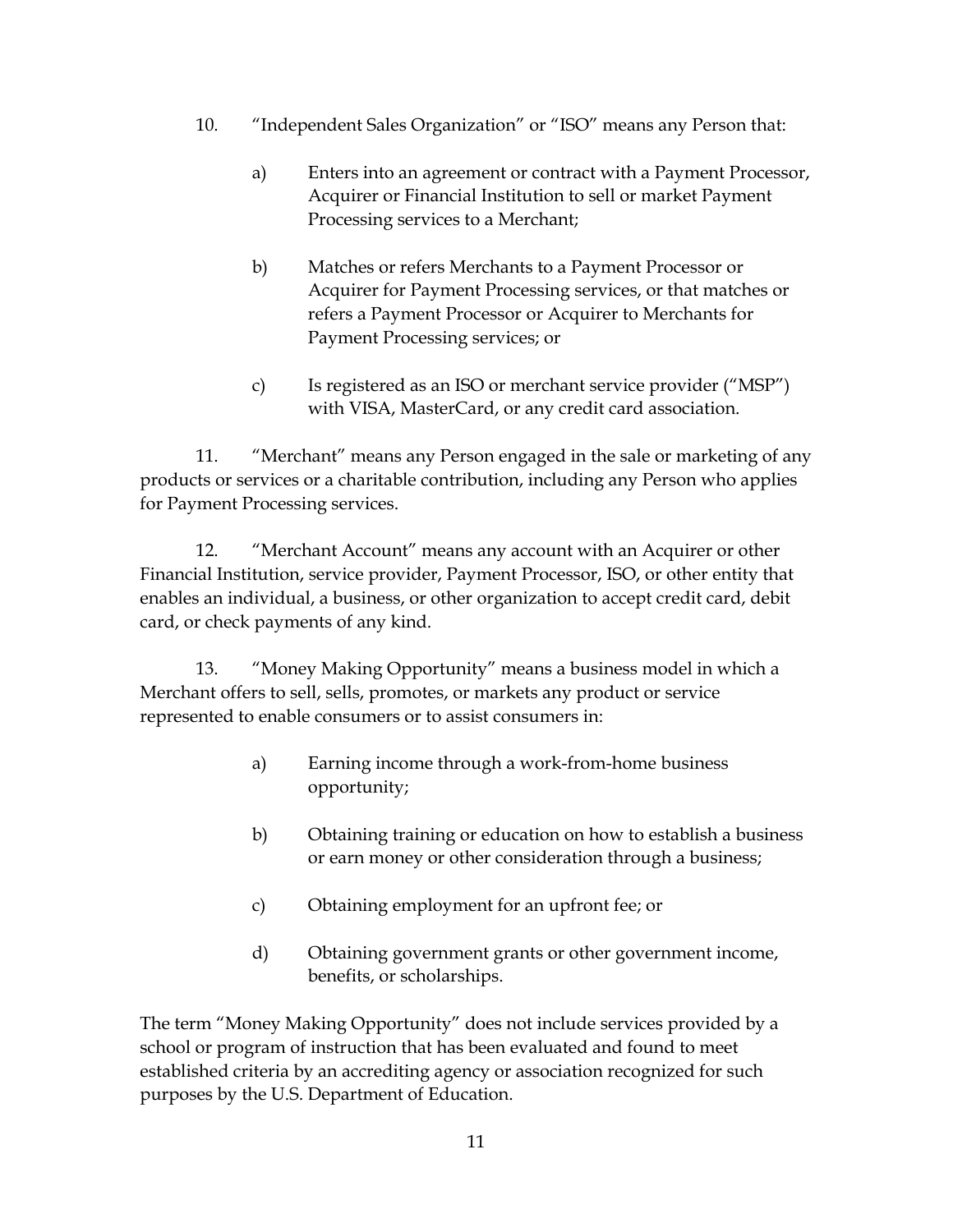10. "Independent Sales Organization" or "ISO" means any Person that:

    a) Enters into an agreement or contract with a Payment Processor, Acquirer or Financial Institution to sell or market Payment Processing services to a Merchant;

    b) Matches or refers Merchants to a Payment Processor or Acquirer for Payment Processing services, or that matches or refers a Payment Processor or Acquirer to Merchants for Payment Processing services; or

    c) Is registered as an ISO or merchant service provider ("MSP") with VISA, MasterCard, or any credit card association.

11. "Merchant" means any Person engaged in the sale or marketing of any products or services or a charitable contribution, including any Person who applies for Payment Processing services.

12. "Merchant Account" means any account with an Acquirer or other Financial Institution, service provider, Payment Processor, ISO, or other entity that enables an individual, a business, or other organization to accept credit card, debit card, or check payments of any kind.

13. "Money Making Opportunity" means a business model in which a Merchant offers to sell, sells, promotes, or markets any product or service represented to enable consumers or to assist consumers in:

    a) Earning income through a work-from-home business opportunity;

    b) Obtaining training or education on how to establish a business or earn money or other consideration through a business;

    c) Obtaining employment for an upfront fee; or

    d) Obtaining government grants or other government income, benefits, or scholarships.

The term "Money Making Opportunity" does not include services provided by a school or program of instruction that has been evaluated and found to meet established criteria by an accrediting agency or association recognized for such purposes by the U.S. Department of Education.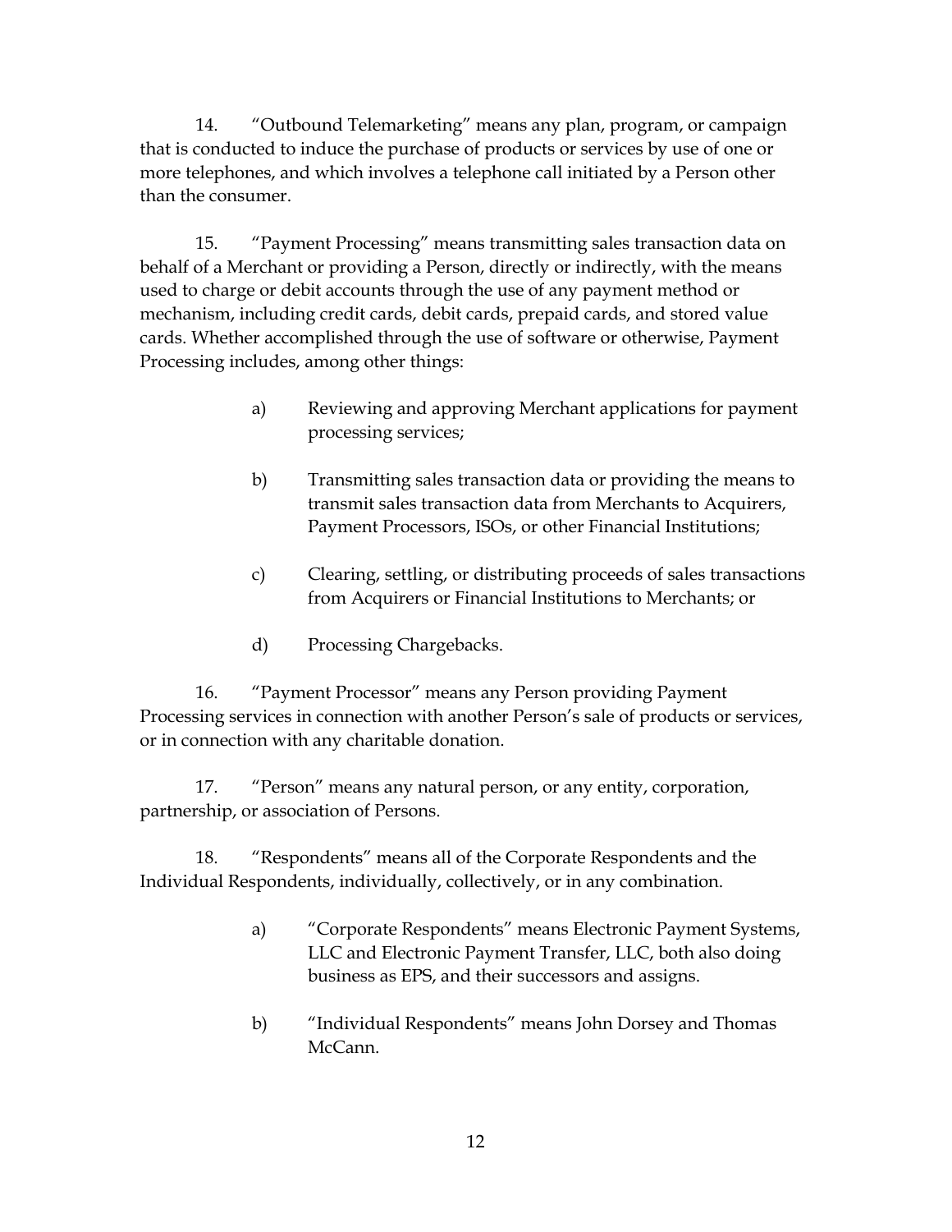14. "Outbound Telemarketing" means any plan, program, or campaign that is conducted to induce the purchase of products or services by use of one or more telephones, and which involves a telephone call initiated by a Person other than the consumer.

15. "Payment Processing" means transmitting sales transaction data on behalf of a Merchant or providing a Person, directly or indirectly, with the means used to charge or debit accounts through the use of any payment method or mechanism, including credit cards, debit cards, prepaid cards, and stored value cards. Whether accomplished through the use of software or otherwise, Payment Processing includes, among other things:

> a) Reviewing and approving Merchant applications for payment processing services;
>
> b) Transmitting sales transaction data or providing the means to transmit sales transaction data from Merchants to Acquirers, Payment Processors, ISOs, or other Financial Institutions;
>
> c) Clearing, settling, or distributing proceeds of sales transactions from Acquirers or Financial Institutions to Merchants; or
>
> d) Processing Chargebacks.

16. "Payment Processor" means any Person providing Payment Processing services in connection with another Person's sale of products or services, or in connection with any charitable donation.

17. "Person" means any natural person, or any entity, corporation, partnership, or association of Persons.

18. "Respondents" means all of the Corporate Respondents and the Individual Respondents, individually, collectively, or in any combination.

> a) "Corporate Respondents" means Electronic Payment Systems, LLC and Electronic Payment Transfer, LLC, both also doing business as EPS, and their successors and assigns.
>
> b) "Individual Respondents" means John Dorsey and Thomas McCann.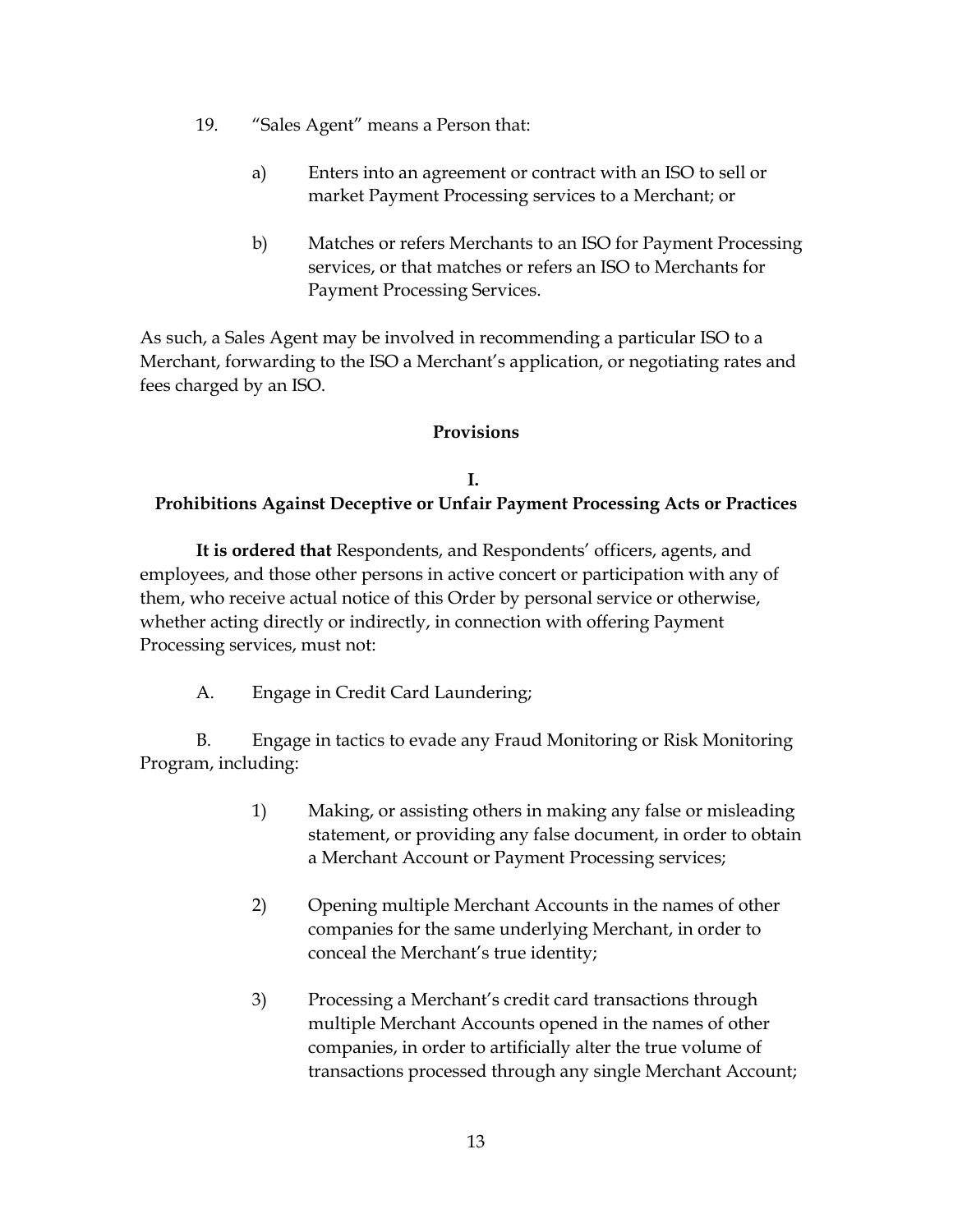19. "Sales Agent" means a Person that:

    a) Enters into an agreement or contract with an ISO to sell or market Payment Processing services to a Merchant; or

    b) Matches or refers Merchants to an ISO for Payment Processing services, or that matches or refers an ISO to Merchants for Payment Processing Services.

As such, a Sales Agent may be involved in recommending a particular ISO to a Merchant, forwarding to the ISO a Merchant's application, or negotiating rates and fees charged by an ISO.

**Provisions**

**I.**
**Prohibitions Against Deceptive or Unfair Payment Processing Acts or Practices**

**It is ordered that** Respondents, and Respondents' officers, agents, and employees, and those other persons in active concert or participation with any of them, who receive actual notice of this Order by personal service or otherwise, whether acting directly or indirectly, in connection with offering Payment Processing services, must not:

A. Engage in Credit Card Laundering;

B. Engage in tactics to evade any Fraud Monitoring or Risk Monitoring Program, including:

1) Making, or assisting others in making any false or misleading statement, or providing any false document, in order to obtain a Merchant Account or Payment Processing services;

2) Opening multiple Merchant Accounts in the names of other companies for the same underlying Merchant, in order to conceal the Merchant's true identity;

3) Processing a Merchant's credit card transactions through multiple Merchant Accounts opened in the names of other companies, in order to artificially alter the true volume of transactions processed through any single Merchant Account;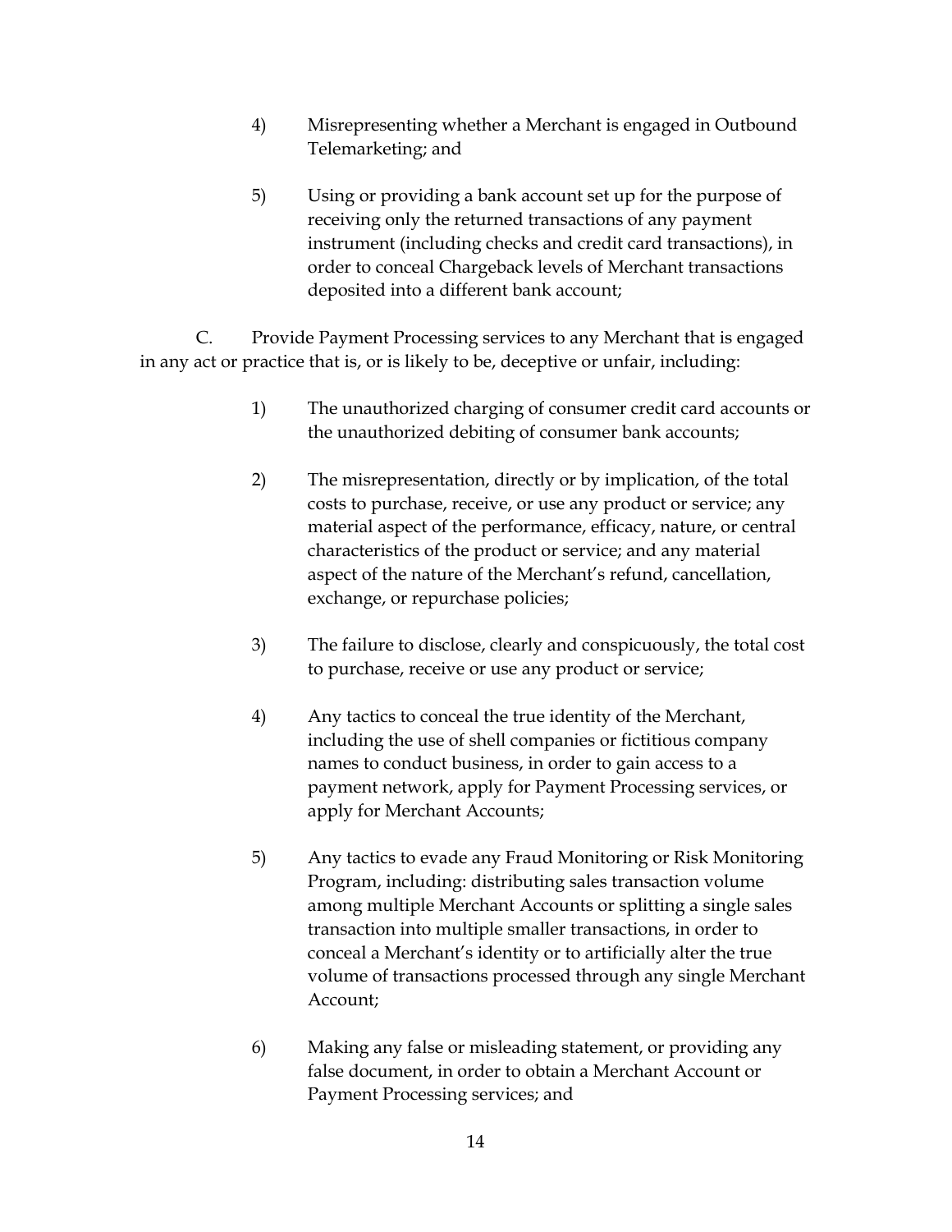4) Misrepresenting whether a Merchant is engaged in Outbound Telemarketing; and

5) Using or providing a bank account set up for the purpose of receiving only the returned transactions of any payment instrument (including checks and credit card transactions), in order to conceal Chargeback levels of Merchant transactions deposited into a different bank account;

C. Provide Payment Processing services to any Merchant that is engaged in any act or practice that is, or is likely to be, deceptive or unfair, including:

1) The unauthorized charging of consumer credit card accounts or the unauthorized debiting of consumer bank accounts;

2) The misrepresentation, directly or by implication, of the total costs to purchase, receive, or use any product or service; any material aspect of the performance, efficacy, nature, or central characteristics of the product or service; and any material aspect of the nature of the Merchant's refund, cancellation, exchange, or repurchase policies;

3) The failure to disclose, clearly and conspicuously, the total cost to purchase, receive or use any product or service;

4) Any tactics to conceal the true identity of the Merchant, including the use of shell companies or fictitious company names to conduct business, in order to gain access to a payment network, apply for Payment Processing services, or apply for Merchant Accounts;

5) Any tactics to evade any Fraud Monitoring or Risk Monitoring Program, including: distributing sales transaction volume among multiple Merchant Accounts or splitting a single sales transaction into multiple smaller transactions, in order to conceal a Merchant's identity or to artificially alter the true volume of transactions processed through any single Merchant Account;

6) Making any false or misleading statement, or providing any false document, in order to obtain a Merchant Account or Payment Processing services; and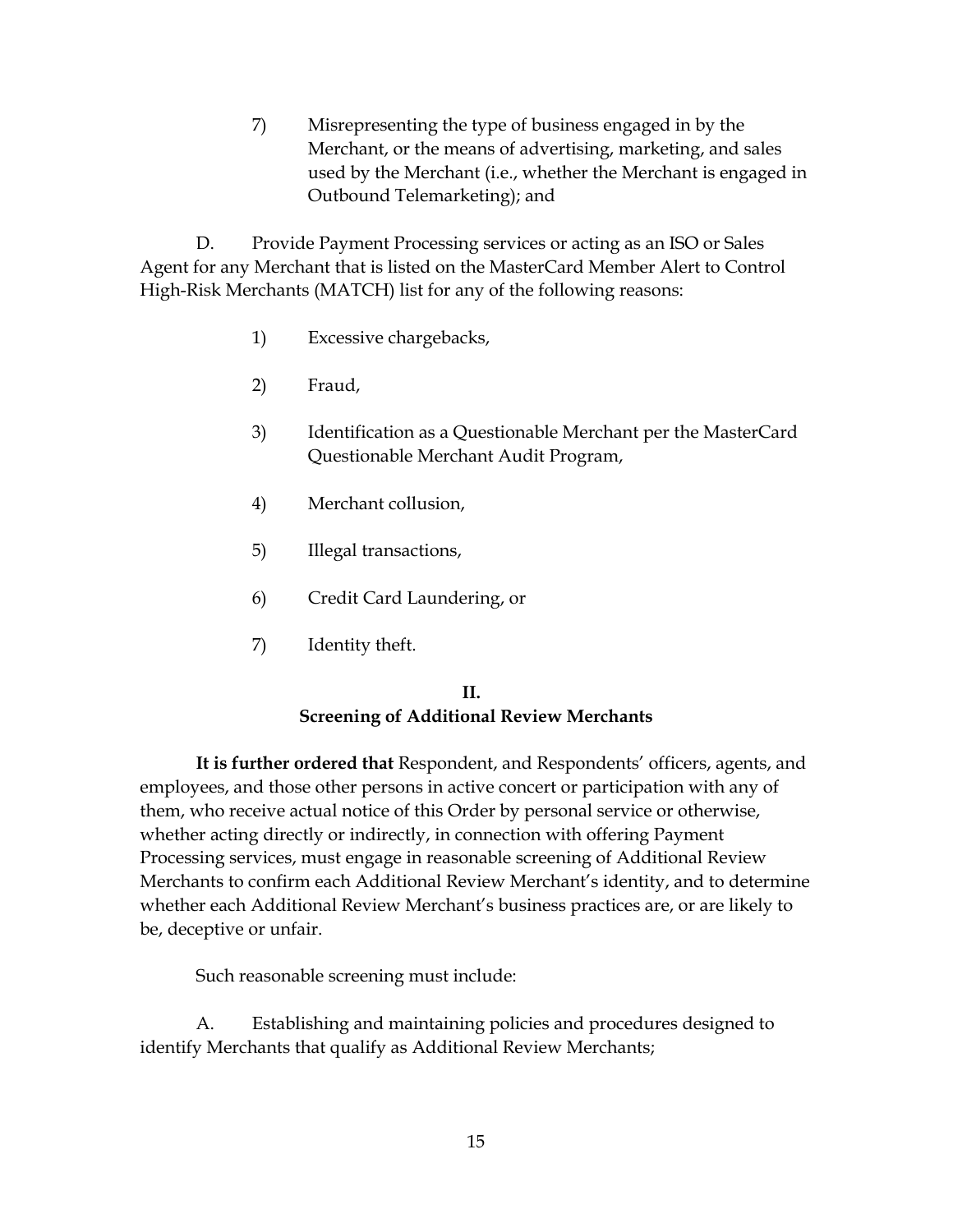7) Misrepresenting the type of business engaged in by the Merchant, or the means of advertising, marketing, and sales used by the Merchant (i.e., whether the Merchant is engaged in Outbound Telemarketing); and

D. Provide Payment Processing services or acting as an ISO or Sales Agent for any Merchant that is listed on the MasterCard Member Alert to Control High-Risk Merchants (MATCH) list for any of the following reasons:

1) Excessive chargebacks,

2) Fraud,

3) Identification as a Questionable Merchant per the MasterCard Questionable Merchant Audit Program,

4) Merchant collusion,

5) Illegal transactions,

6) Credit Card Laundering, or

7) Identity theft.

## II.
## Screening of Additional Review Merchants

**It is further ordered that** Respondent, and Respondents' officers, agents, and employees, and those other persons in active concert or participation with any of them, who receive actual notice of this Order by personal service or otherwise, whether acting directly or indirectly, in connection with offering Payment Processing services, must engage in reasonable screening of Additional Review Merchants to confirm each Additional Review Merchant's identity, and to determine whether each Additional Review Merchant's business practices are, or are likely to be, deceptive or unfair.

Such reasonable screening must include:

A. Establishing and maintaining policies and procedures designed to identify Merchants that qualify as Additional Review Merchants;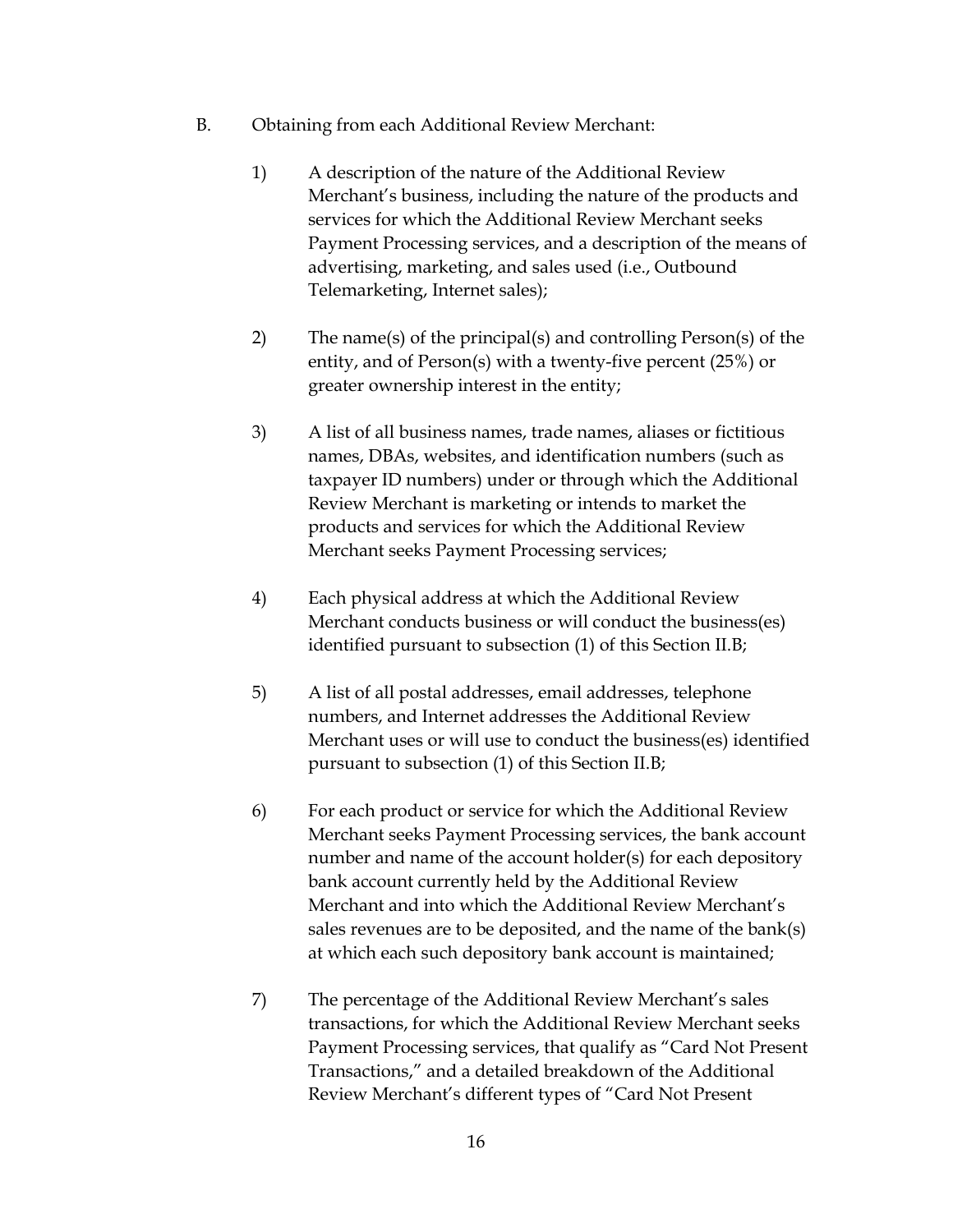B. Obtaining from each Additional Review Merchant:

1) A description of the nature of the Additional Review Merchant's business, including the nature of the products and services for which the Additional Review Merchant seeks Payment Processing services, and a description of the means of advertising, marketing, and sales used (i.e., Outbound Telemarketing, Internet sales);

2) The name(s) of the principal(s) and controlling Person(s) of the entity, and of Person(s) with a twenty-five percent (25%) or greater ownership interest in the entity;

3) A list of all business names, trade names, aliases or fictitious names, DBAs, websites, and identification numbers (such as taxpayer ID numbers) under or through which the Additional Review Merchant is marketing or intends to market the products and services for which the Additional Review Merchant seeks Payment Processing services;

4) Each physical address at which the Additional Review Merchant conducts business or will conduct the business(es) identified pursuant to subsection (1) of this Section II.B;

5) A list of all postal addresses, email addresses, telephone numbers, and Internet addresses the Additional Review Merchant uses or will use to conduct the business(es) identified pursuant to subsection (1) of this Section II.B;

6) For each product or service for which the Additional Review Merchant seeks Payment Processing services, the bank account number and name of the account holder(s) for each depository bank account currently held by the Additional Review Merchant and into which the Additional Review Merchant's sales revenues are to be deposited, and the name of the bank(s) at which each such depository bank account is maintained;

7) The percentage of the Additional Review Merchant's sales transactions, for which the Additional Review Merchant seeks Payment Processing services, that qualify as "Card Not Present Transactions," and a detailed breakdown of the Additional Review Merchant's different types of "Card Not Present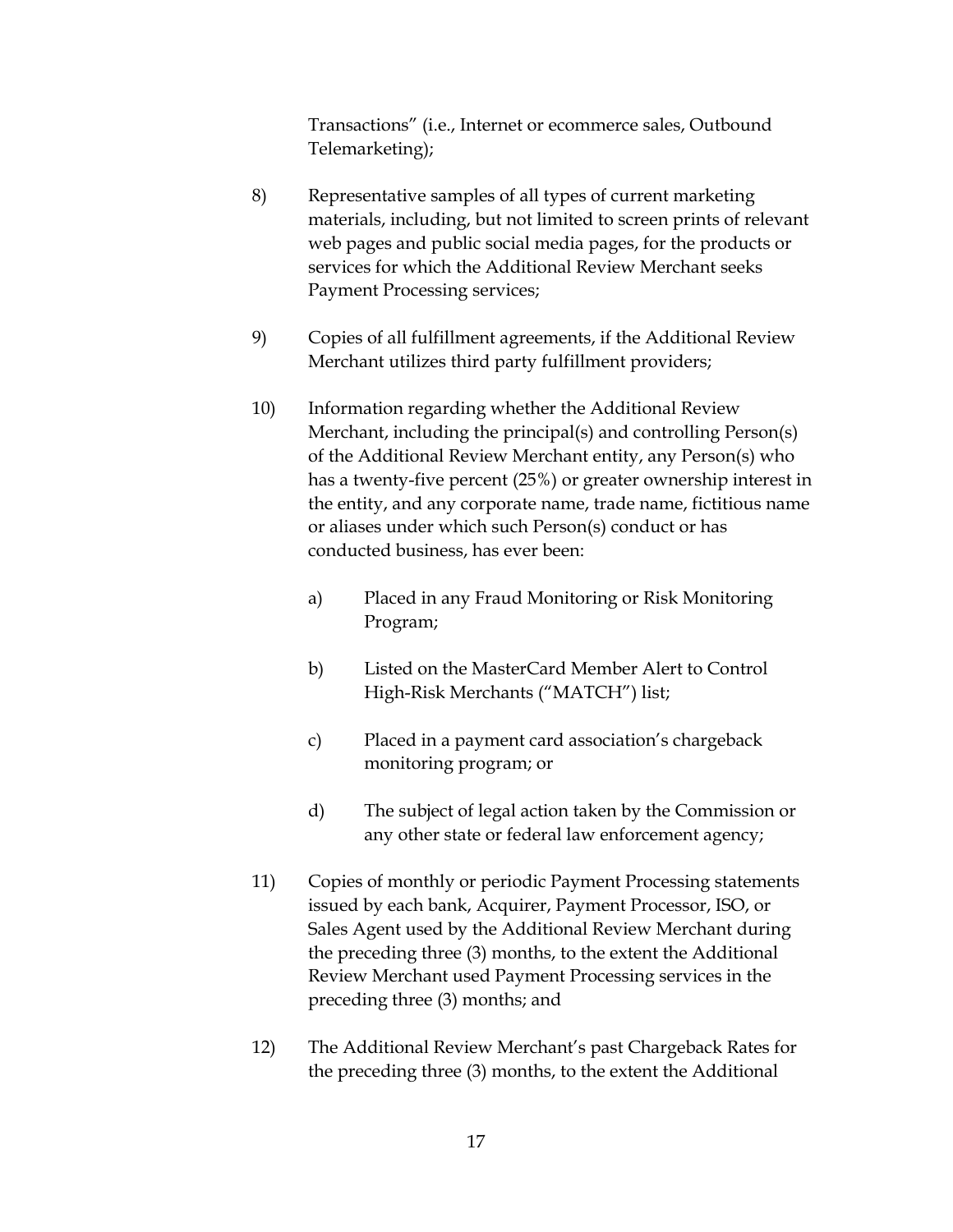Transactions" (i.e., Internet or ecommerce sales, Outbound Telemarketing);

8) Representative samples of all types of current marketing materials, including, but not limited to screen prints of relevant web pages and public social media pages, for the products or services for which the Additional Review Merchant seeks Payment Processing services;

9) Copies of all fulfillment agreements, if the Additional Review Merchant utilizes third party fulfillment providers;

10) Information regarding whether the Additional Review Merchant, including the principal(s) and controlling Person(s) of the Additional Review Merchant entity, any Person(s) who has a twenty-five percent (25%) or greater ownership interest in the entity, and any corporate name, trade name, fictitious name or aliases under which such Person(s) conduct or has conducted business, has ever been:

    a) Placed in any Fraud Monitoring or Risk Monitoring Program;

    b) Listed on the MasterCard Member Alert to Control High-Risk Merchants ("MATCH") list;

    c) Placed in a payment card association's chargeback monitoring program; or

    d) The subject of legal action taken by the Commission or any other state or federal law enforcement agency;

11) Copies of monthly or periodic Payment Processing statements issued by each bank, Acquirer, Payment Processor, ISO, or Sales Agent used by the Additional Review Merchant during the preceding three (3) months, to the extent the Additional Review Merchant used Payment Processing services in the preceding three (3) months; and

12) The Additional Review Merchant's past Chargeback Rates for the preceding three (3) months, to the extent the Additional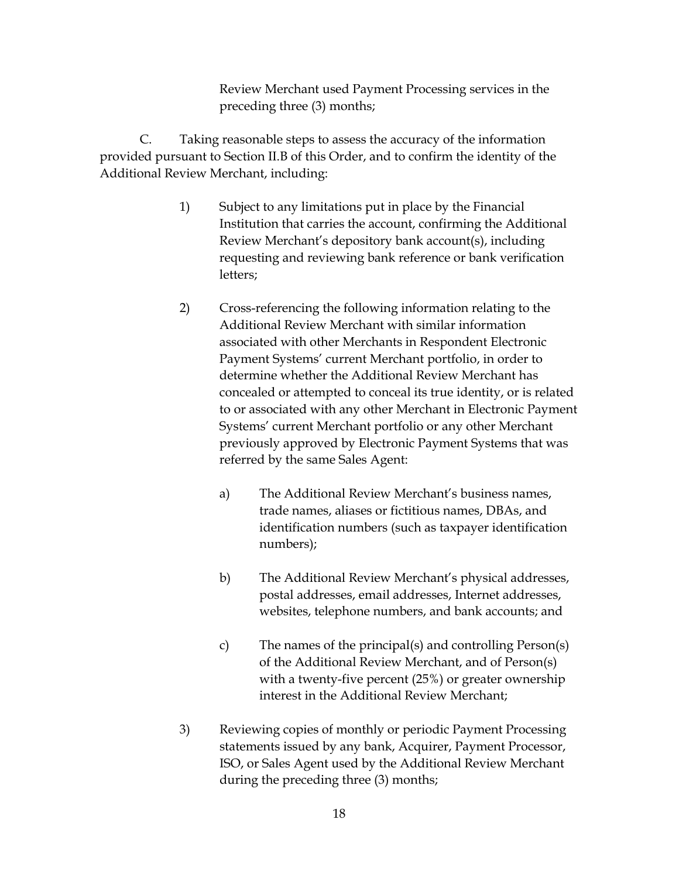Review Merchant used Payment Processing services in the preceding three (3) months;

C. Taking reasonable steps to assess the accuracy of the information provided pursuant to Section II.B of this Order, and to confirm the identity of the Additional Review Merchant, including:

1) Subject to any limitations put in place by the Financial Institution that carries the account, confirming the Additional Review Merchant's depository bank account(s), including requesting and reviewing bank reference or bank verification letters;

2) Cross-referencing the following information relating to the Additional Review Merchant with similar information associated with other Merchants in Respondent Electronic Payment Systems' current Merchant portfolio, in order to determine whether the Additional Review Merchant has concealed or attempted to conceal its true identity, or is related to or associated with any other Merchant in Electronic Payment Systems' current Merchant portfolio or any other Merchant previously approved by Electronic Payment Systems that was referred by the same Sales Agent:

   a) The Additional Review Merchant's business names, trade names, aliases or fictitious names, DBAs, and identification numbers (such as taxpayer identification numbers);

   b) The Additional Review Merchant's physical addresses, postal addresses, email addresses, Internet addresses, websites, telephone numbers, and bank accounts; and

   c) The names of the principal(s) and controlling Person(s) of the Additional Review Merchant, and of Person(s) with a twenty-five percent (25%) or greater ownership interest in the Additional Review Merchant;

3) Reviewing copies of monthly or periodic Payment Processing statements issued by any bank, Acquirer, Payment Processor, ISO, or Sales Agent used by the Additional Review Merchant during the preceding three (3) months;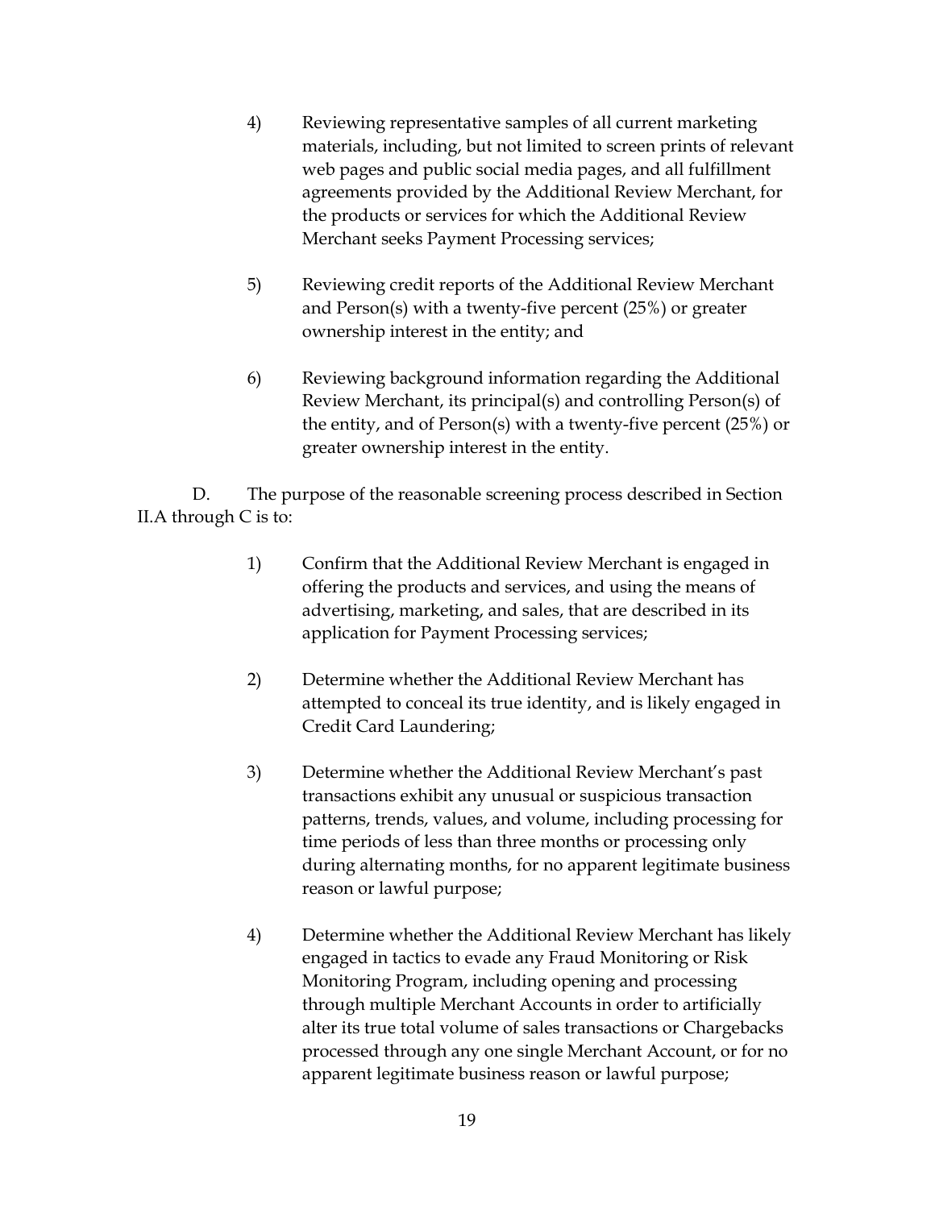4) Reviewing representative samples of all current marketing materials, including, but not limited to screen prints of relevant web pages and public social media pages, and all fulfillment agreements provided by the Additional Review Merchant, for the products or services for which the Additional Review Merchant seeks Payment Processing services;

5) Reviewing credit reports of the Additional Review Merchant and Person(s) with a twenty-five percent (25%) or greater ownership interest in the entity; and

6) Reviewing background information regarding the Additional Review Merchant, its principal(s) and controlling Person(s) of the entity, and of Person(s) with a twenty-five percent (25%) or greater ownership interest in the entity.

D. The purpose of the reasonable screening process described in Section II.A through C is to:

1) Confirm that the Additional Review Merchant is engaged in offering the products and services, and using the means of advertising, marketing, and sales, that are described in its application for Payment Processing services;

2) Determine whether the Additional Review Merchant has attempted to conceal its true identity, and is likely engaged in Credit Card Laundering;

3) Determine whether the Additional Review Merchant's past transactions exhibit any unusual or suspicious transaction patterns, trends, values, and volume, including processing for time periods of less than three months or processing only during alternating months, for no apparent legitimate business reason or lawful purpose;

4) Determine whether the Additional Review Merchant has likely engaged in tactics to evade any Fraud Monitoring or Risk Monitoring Program, including opening and processing through multiple Merchant Accounts in order to artificially alter its true total volume of sales transactions or Chargebacks processed through any one single Merchant Account, or for no apparent legitimate business reason or lawful purpose;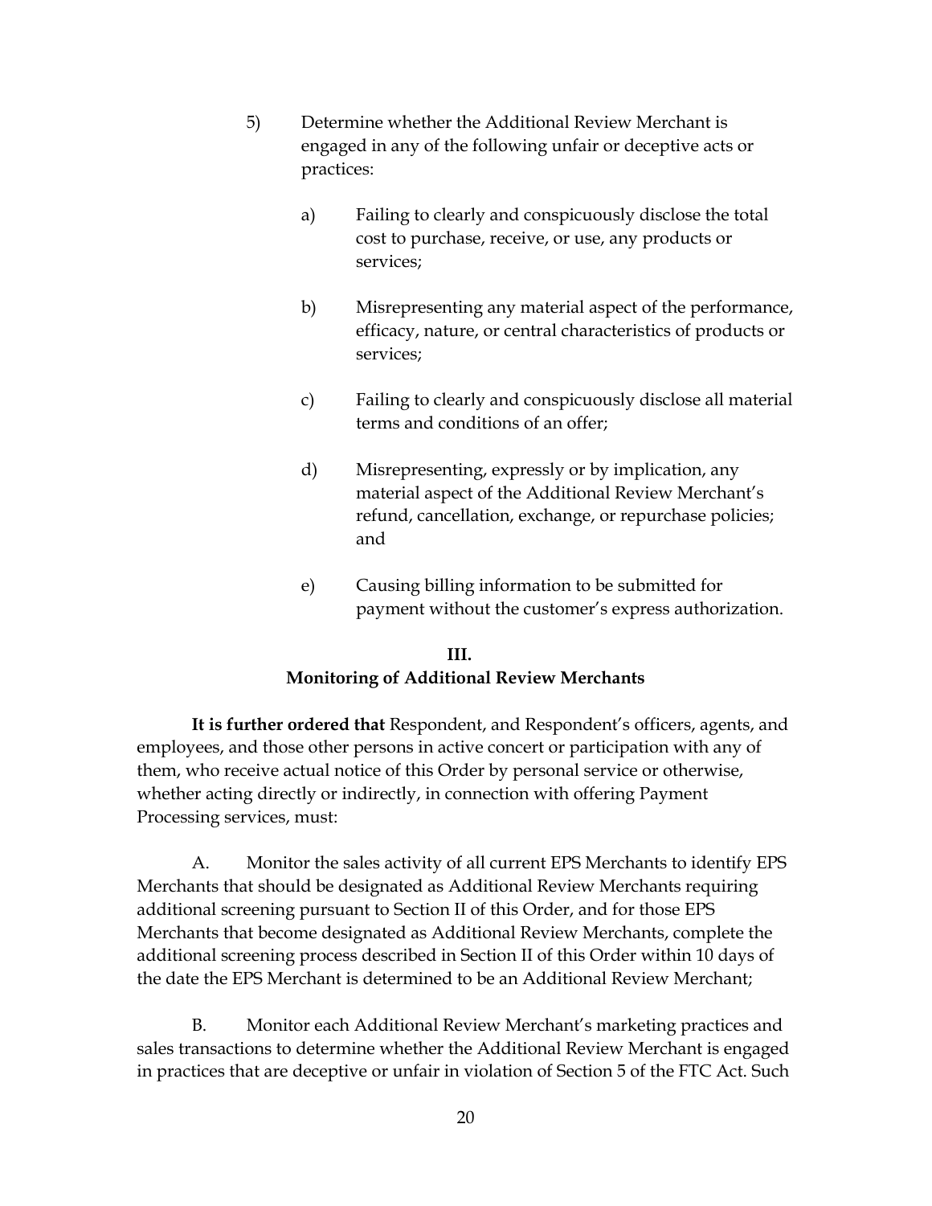5) Determine whether the Additional Review Merchant is engaged in any of the following unfair or deceptive acts or practices:

   a) Failing to clearly and conspicuously disclose the total cost to purchase, receive, or use, any products or services;

   b) Misrepresenting any material aspect of the performance, efficacy, nature, or central characteristics of products or services;

   c) Failing to clearly and conspicuously disclose all material terms and conditions of an offer;

   d) Misrepresenting, expressly or by implication, any material aspect of the Additional Review Merchant's refund, cancellation, exchange, or repurchase policies; and

   e) Causing billing information to be submitted for payment without the customer's express authorization.

## III.
## Monitoring of Additional Review Merchants

**It is further ordered that** Respondent, and Respondent's officers, agents, and employees, and those other persons in active concert or participation with any of them, who receive actual notice of this Order by personal service or otherwise, whether acting directly or indirectly, in connection with offering Payment Processing services, must:

A. Monitor the sales activity of all current EPS Merchants to identify EPS Merchants that should be designated as Additional Review Merchants requiring additional screening pursuant to Section II of this Order, and for those EPS Merchants that become designated as Additional Review Merchants, complete the additional screening process described in Section II of this Order within 10 days of the date the EPS Merchant is determined to be an Additional Review Merchant;

B. Monitor each Additional Review Merchant's marketing practices and sales transactions to determine whether the Additional Review Merchant is engaged in practices that are deceptive or unfair in violation of Section 5 of the FTC Act. Such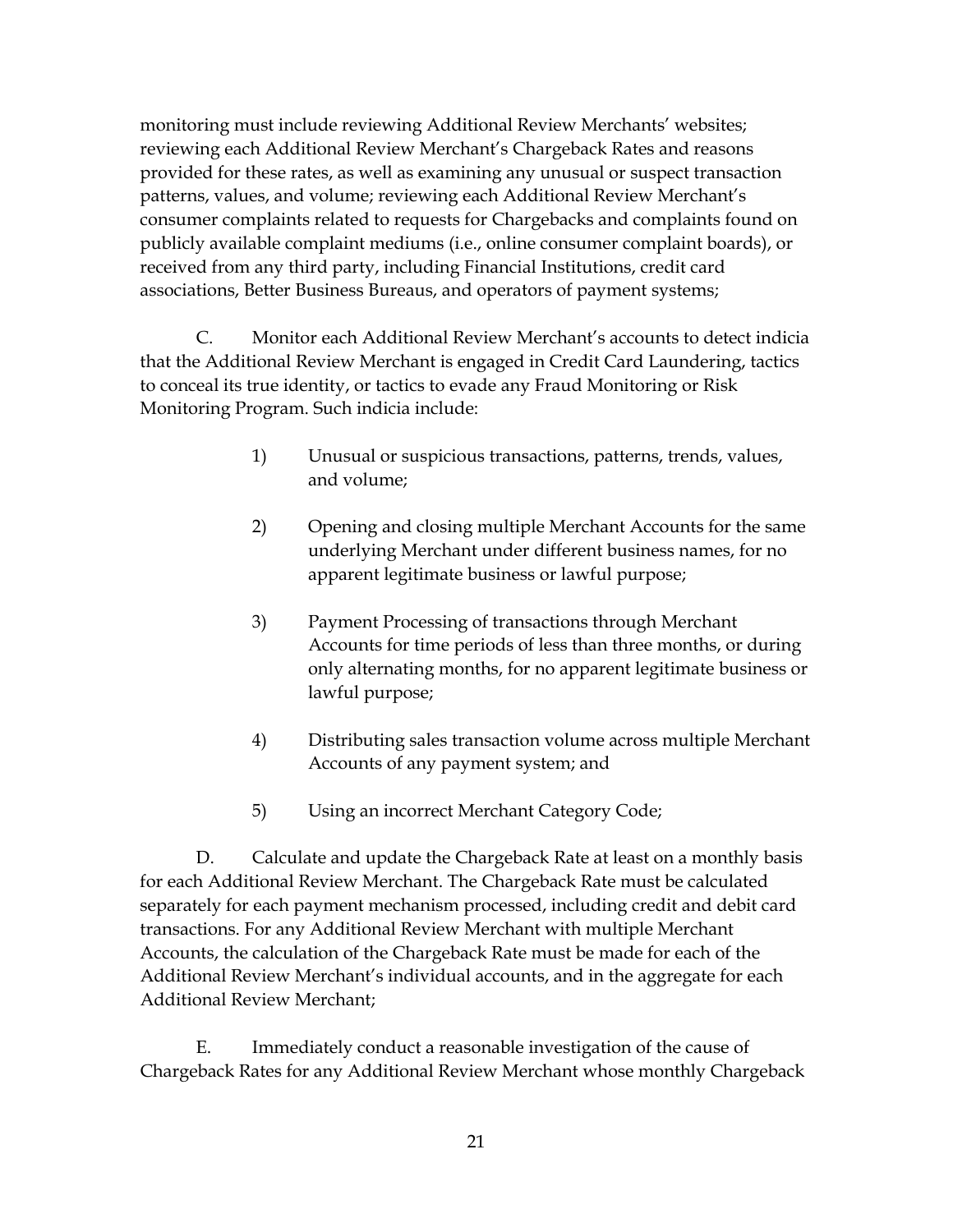monitoring must include reviewing Additional Review Merchants' websites; reviewing each Additional Review Merchant's Chargeback Rates and reasons provided for these rates, as well as examining any unusual or suspect transaction patterns, values, and volume; reviewing each Additional Review Merchant's consumer complaints related to requests for Chargebacks and complaints found on publicly available complaint mediums (i.e., online consumer complaint boards), or received from any third party, including Financial Institutions, credit card associations, Better Business Bureaus, and operators of payment systems;

C. Monitor each Additional Review Merchant's accounts to detect indicia that the Additional Review Merchant is engaged in Credit Card Laundering, tactics to conceal its true identity, or tactics to evade any Fraud Monitoring or Risk Monitoring Program. Such indicia include:

1) Unusual or suspicious transactions, patterns, trends, values, and volume;

2) Opening and closing multiple Merchant Accounts for the same underlying Merchant under different business names, for no apparent legitimate business or lawful purpose;

3) Payment Processing of transactions through Merchant Accounts for time periods of less than three months, or during only alternating months, for no apparent legitimate business or lawful purpose;

4) Distributing sales transaction volume across multiple Merchant Accounts of any payment system; and

5) Using an incorrect Merchant Category Code;

D. Calculate and update the Chargeback Rate at least on a monthly basis for each Additional Review Merchant. The Chargeback Rate must be calculated separately for each payment mechanism processed, including credit and debit card transactions. For any Additional Review Merchant with multiple Merchant Accounts, the calculation of the Chargeback Rate must be made for each of the Additional Review Merchant's individual accounts, and in the aggregate for each Additional Review Merchant;

E. Immediately conduct a reasonable investigation of the cause of Chargeback Rates for any Additional Review Merchant whose monthly Chargeback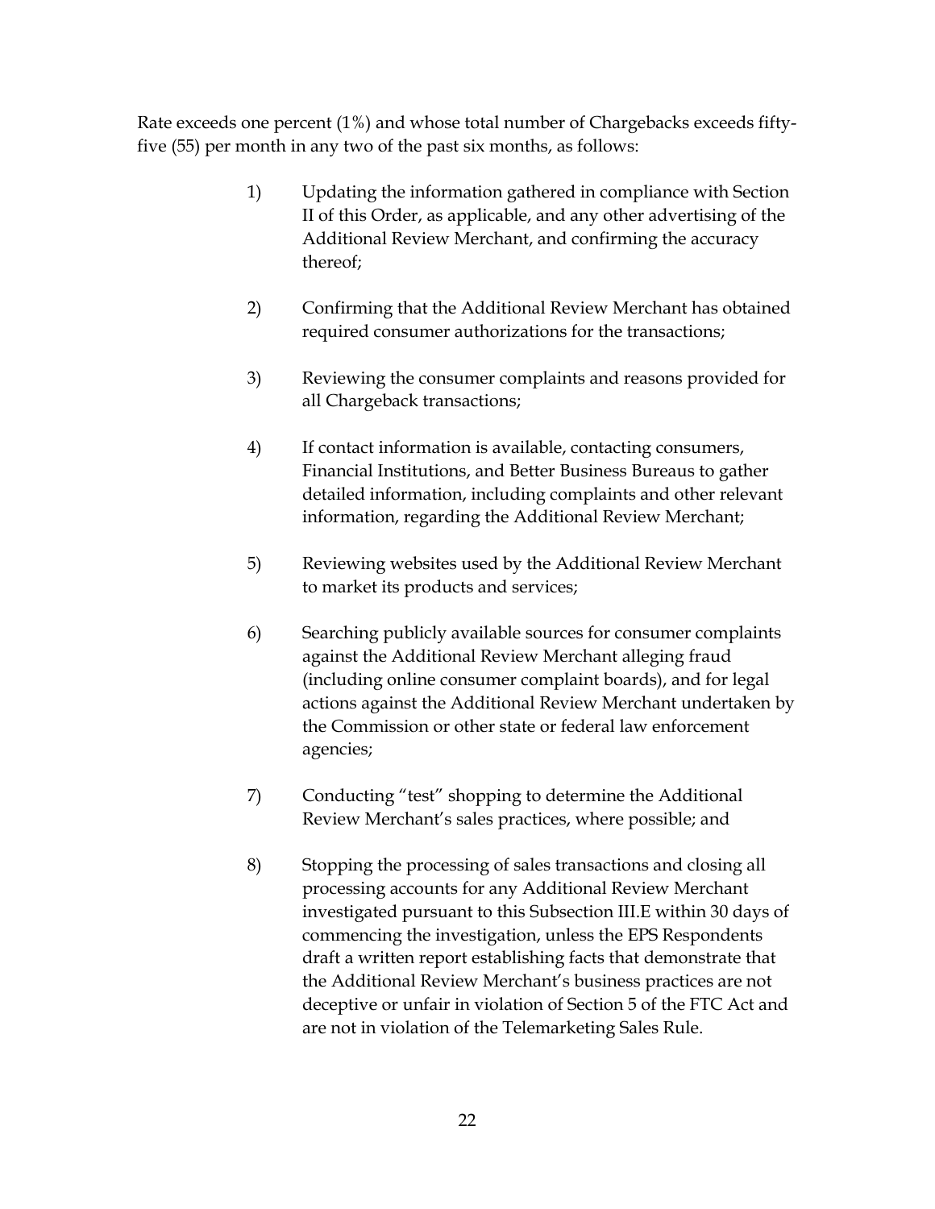Rate exceeds one percent (1%) and whose total number of Chargebacks exceeds fifty-five (55) per month in any two of the past six months, as follows:

1) Updating the information gathered in compliance with Section II of this Order, as applicable, and any other advertising of the Additional Review Merchant, and confirming the accuracy thereof;

2) Confirming that the Additional Review Merchant has obtained required consumer authorizations for the transactions;

3) Reviewing the consumer complaints and reasons provided for all Chargeback transactions;

4) If contact information is available, contacting consumers, Financial Institutions, and Better Business Bureaus to gather detailed information, including complaints and other relevant information, regarding the Additional Review Merchant;

5) Reviewing websites used by the Additional Review Merchant to market its products and services;

6) Searching publicly available sources for consumer complaints against the Additional Review Merchant alleging fraud (including online consumer complaint boards), and for legal actions against the Additional Review Merchant undertaken by the Commission or other state or federal law enforcement agencies;

7) Conducting "test" shopping to determine the Additional Review Merchant's sales practices, where possible; and

8) Stopping the processing of sales transactions and closing all processing accounts for any Additional Review Merchant investigated pursuant to this Subsection III.E within 30 days of commencing the investigation, unless the EPS Respondents draft a written report establishing facts that demonstrate that the Additional Review Merchant's business practices are not deceptive or unfair in violation of Section 5 of the FTC Act and are not in violation of the Telemarketing Sales Rule.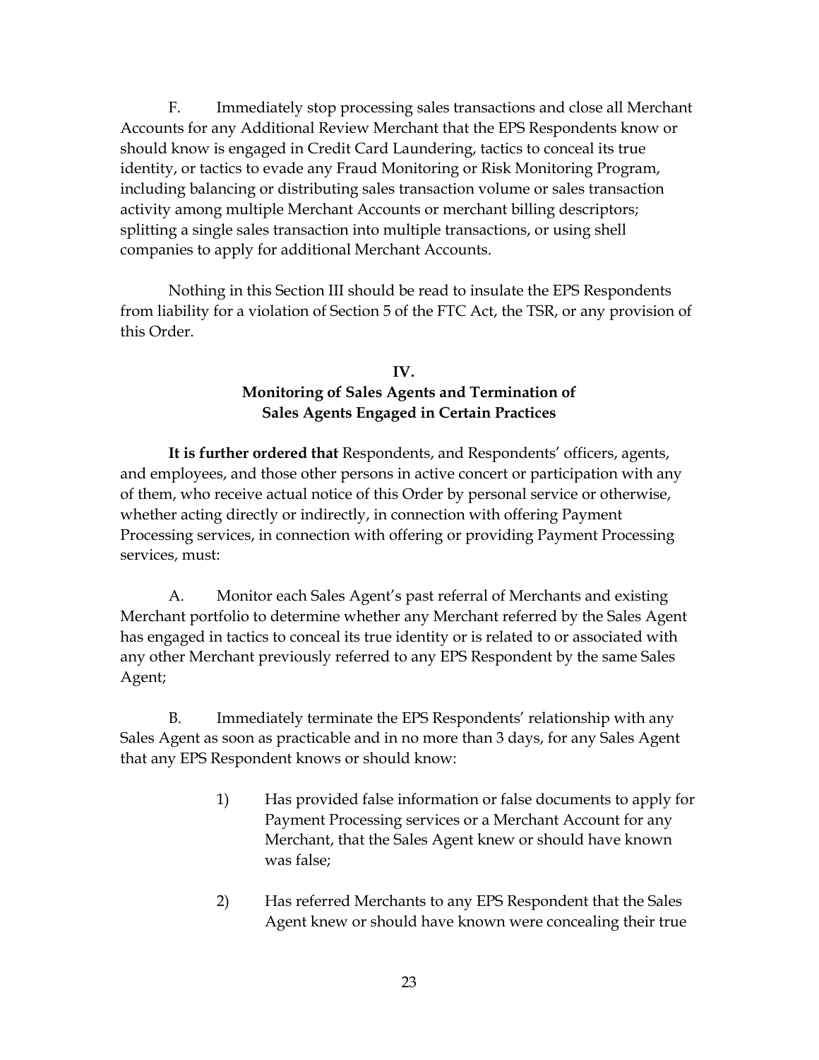F. Immediately stop processing sales transactions and close all Merchant Accounts for any Additional Review Merchant that the EPS Respondents know or should know is engaged in Credit Card Laundering, tactics to conceal its true identity, or tactics to evade any Fraud Monitoring or Risk Monitoring Program, including balancing or distributing sales transaction volume or sales transaction activity among multiple Merchant Accounts or merchant billing descriptors; splitting a single sales transaction into multiple transactions, or using shell companies to apply for additional Merchant Accounts.

Nothing in this Section III should be read to insulate the EPS Respondents from liability for a violation of Section 5 of the FTC Act, the TSR, or any provision of this Order.

## IV.
## Monitoring of Sales Agents and Termination of Sales Agents Engaged in Certain Practices

**It is further ordered that** Respondents, and Respondents' officers, agents, and employees, and those other persons in active concert or participation with any of them, who receive actual notice of this Order by personal service or otherwise, whether acting directly or indirectly, in connection with offering Payment Processing services, in connection with offering or providing Payment Processing services, must:

A. Monitor each Sales Agent's past referral of Merchants and existing Merchant portfolio to determine whether any Merchant referred by the Sales Agent has engaged in tactics to conceal its true identity or is related to or associated with any other Merchant previously referred to any EPS Respondent by the same Sales Agent;

B. Immediately terminate the EPS Respondents' relationship with any Sales Agent as soon as practicable and in no more than 3 days, for any Sales Agent that any EPS Respondent knows or should know:

1) Has provided false information or false documents to apply for Payment Processing services or a Merchant Account for any Merchant, that the Sales Agent knew or should have known was false;

2) Has referred Merchants to any EPS Respondent that the Sales Agent knew or should have known were concealing their true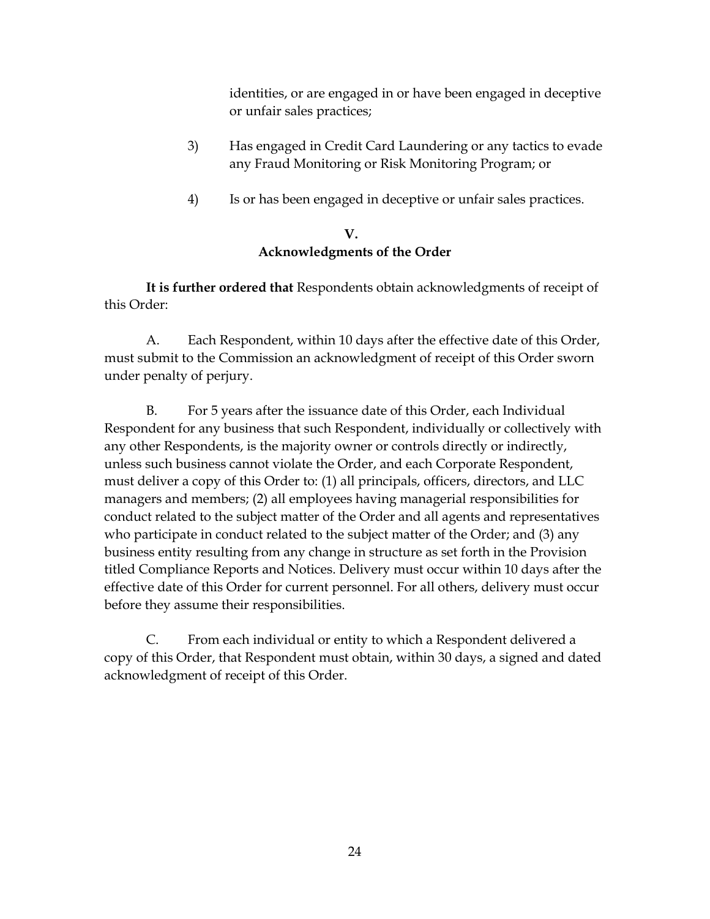identities, or are engaged in or have been engaged in deceptive or unfair sales practices;

3) Has engaged in Credit Card Laundering or any tactics to evade any Fraud Monitoring or Risk Monitoring Program; or

4) Is or has been engaged in deceptive or unfair sales practices.

## V.
## Acknowledgments of the Order

**It is further ordered that** Respondents obtain acknowledgments of receipt of this Order:

A. Each Respondent, within 10 days after the effective date of this Order, must submit to the Commission an acknowledgment of receipt of this Order sworn under penalty of perjury.

B. For 5 years after the issuance date of this Order, each Individual Respondent for any business that such Respondent, individually or collectively with any other Respondents, is the majority owner or controls directly or indirectly, unless such business cannot violate the Order, and each Corporate Respondent, must deliver a copy of this Order to: (1) all principals, officers, directors, and LLC managers and members; (2) all employees having managerial responsibilities for conduct related to the subject matter of the Order and all agents and representatives who participate in conduct related to the subject matter of the Order; and (3) any business entity resulting from any change in structure as set forth in the Provision titled Compliance Reports and Notices. Delivery must occur within 10 days after the effective date of this Order for current personnel. For all others, delivery must occur before they assume their responsibilities.

C. From each individual or entity to which a Respondent delivered a copy of this Order, that Respondent must obtain, within 30 days, a signed and dated acknowledgment of receipt of this Order.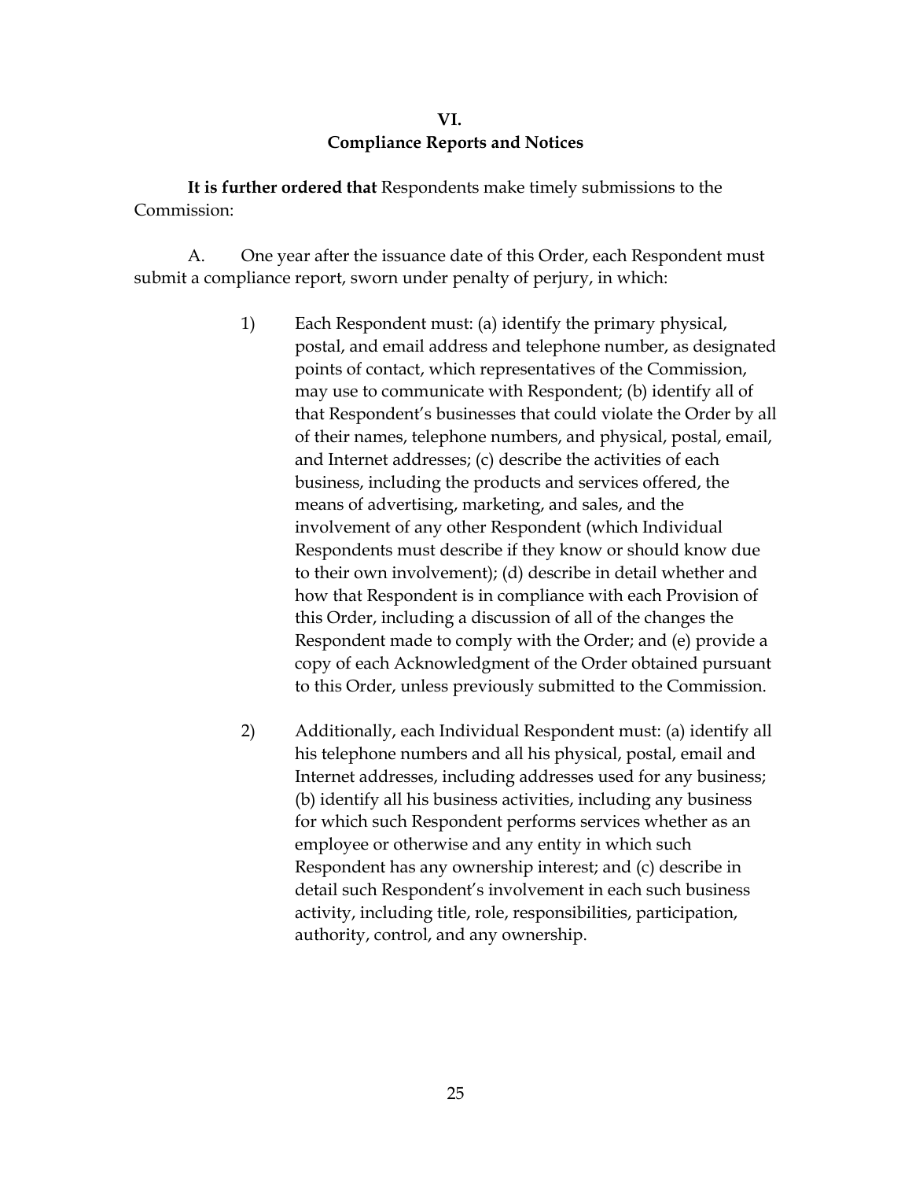## VI.
## Compliance Reports and Notices

**It is further ordered that** Respondents make timely submissions to the Commission:

A. One year after the issuance date of this Order, each Respondent must submit a compliance report, sworn under penalty of perjury, in which:

1) Each Respondent must: (a) identify the primary physical, postal, and email address and telephone number, as designated points of contact, which representatives of the Commission, may use to communicate with Respondent; (b) identify all of that Respondent's businesses that could violate the Order by all of their names, telephone numbers, and physical, postal, email, and Internet addresses; (c) describe the activities of each business, including the products and services offered, the means of advertising, marketing, and sales, and the involvement of any other Respondent (which Individual Respondents must describe if they know or should know due to their own involvement); (d) describe in detail whether and how that Respondent is in compliance with each Provision of this Order, including a discussion of all of the changes the Respondent made to comply with the Order; and (e) provide a copy of each Acknowledgment of the Order obtained pursuant to this Order, unless previously submitted to the Commission.

2) Additionally, each Individual Respondent must: (a) identify all his telephone numbers and all his physical, postal, email and Internet addresses, including addresses used for any business; (b) identify all his business activities, including any business for which such Respondent performs services whether as an employee or otherwise and any entity in which such Respondent has any ownership interest; and (c) describe in detail such Respondent's involvement in each such business activity, including title, role, responsibilities, participation, authority, control, and any ownership.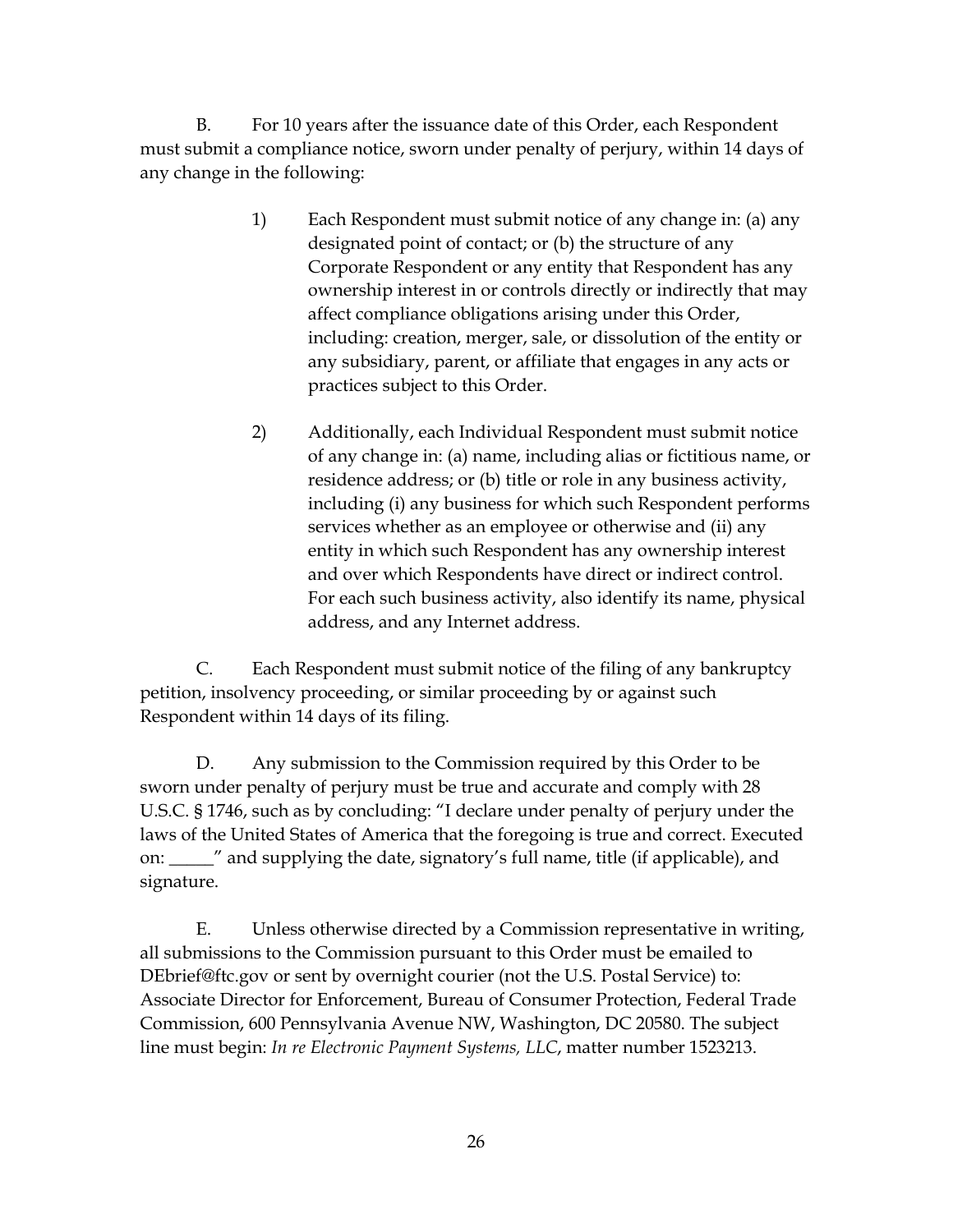B. For 10 years after the issuance date of this Order, each Respondent must submit a compliance notice, sworn under penalty of perjury, within 14 days of any change in the following:

1) Each Respondent must submit notice of any change in: (a) any designated point of contact; or (b) the structure of any Corporate Respondent or any entity that Respondent has any ownership interest in or controls directly or indirectly that may affect compliance obligations arising under this Order, including: creation, merger, sale, or dissolution of the entity or any subsidiary, parent, or affiliate that engages in any acts or practices subject to this Order.

2) Additionally, each Individual Respondent must submit notice of any change in: (a) name, including alias or fictitious name, or residence address; or (b) title or role in any business activity, including (i) any business for which such Respondent performs services whether as an employee or otherwise and (ii) any entity in which such Respondent has any ownership interest and over which Respondents have direct or indirect control. For each such business activity, also identify its name, physical address, and any Internet address.

C. Each Respondent must submit notice of the filing of any bankruptcy petition, insolvency proceeding, or similar proceeding by or against such Respondent within 14 days of its filing.

D. Any submission to the Commission required by this Order to be sworn under penalty of perjury must be true and accurate and comply with 28 U.S.C. § 1746, such as by concluding: "I declare under penalty of perjury under the laws of the United States of America that the foregoing is true and correct. Executed on: _____" and supplying the date, signatory's full name, title (if applicable), and signature.

E. Unless otherwise directed by a Commission representative in writing, all submissions to the Commission pursuant to this Order must be emailed to DEbrief@ftc.gov or sent by overnight courier (not the U.S. Postal Service) to: Associate Director for Enforcement, Bureau of Consumer Protection, Federal Trade Commission, 600 Pennsylvania Avenue NW, Washington, DC 20580. The subject line must begin: *In re Electronic Payment Systems, LLC*, matter number 1523213.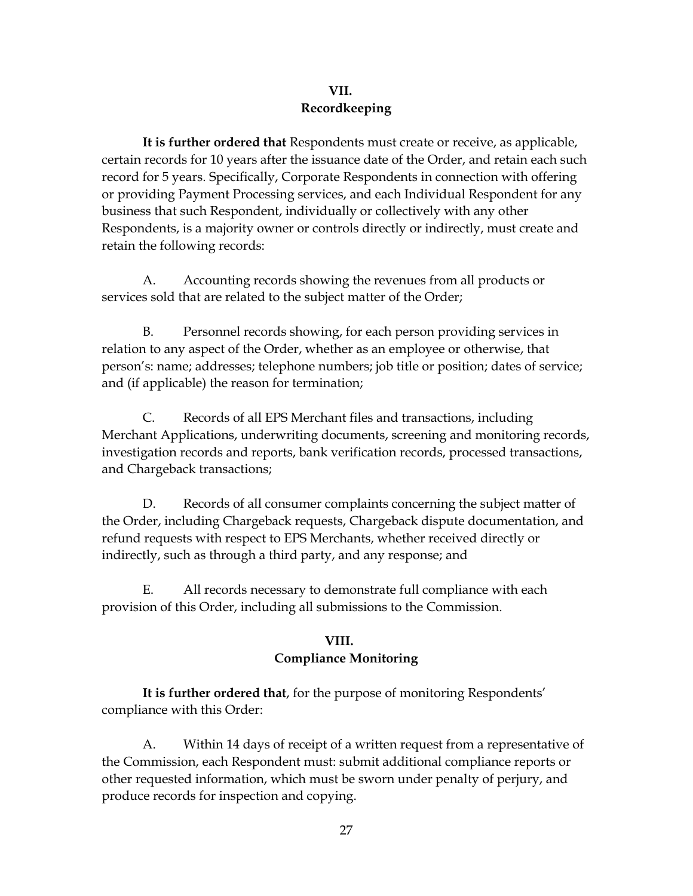## VII.
## Recordkeeping

**It is further ordered that** Respondents must create or receive, as applicable, certain records for 10 years after the issuance date of the Order, and retain each such record for 5 years. Specifically, Corporate Respondents in connection with offering or providing Payment Processing services, and each Individual Respondent for any business that such Respondent, individually or collectively with any other Respondents, is a majority owner or controls directly or indirectly, must create and retain the following records:

A. Accounting records showing the revenues from all products or services sold that are related to the subject matter of the Order;

B. Personnel records showing, for each person providing services in relation to any aspect of the Order, whether as an employee or otherwise, that person's: name; addresses; telephone numbers; job title or position; dates of service; and (if applicable) the reason for termination;

C. Records of all EPS Merchant files and transactions, including Merchant Applications, underwriting documents, screening and monitoring records, investigation records and reports, bank verification records, processed transactions, and Chargeback transactions;

D. Records of all consumer complaints concerning the subject matter of the Order, including Chargeback requests, Chargeback dispute documentation, and refund requests with respect to EPS Merchants, whether received directly or indirectly, such as through a third party, and any response; and

E. All records necessary to demonstrate full compliance with each provision of this Order, including all submissions to the Commission.

## VIII.
## Compliance Monitoring

**It is further ordered that**, for the purpose of monitoring Respondents' compliance with this Order:

A. Within 14 days of receipt of a written request from a representative of the Commission, each Respondent must: submit additional compliance reports or other requested information, which must be sworn under penalty of perjury, and produce records for inspection and copying.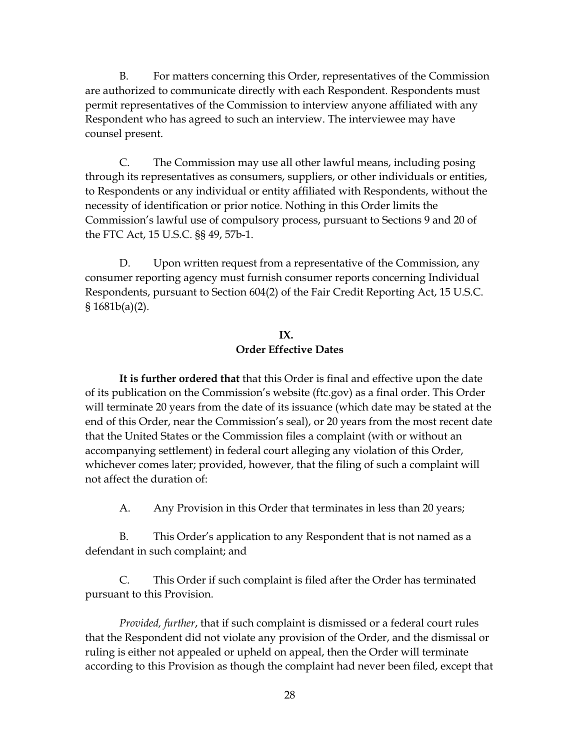B. For matters concerning this Order, representatives of the Commission are authorized to communicate directly with each Respondent. Respondents must permit representatives of the Commission to interview anyone affiliated with any Respondent who has agreed to such an interview. The interviewee may have counsel present.

C. The Commission may use all other lawful means, including posing through its representatives as consumers, suppliers, or other individuals or entities, to Respondents or any individual or entity affiliated with Respondents, without the necessity of identification or prior notice. Nothing in this Order limits the Commission's lawful use of compulsory process, pursuant to Sections 9 and 20 of the FTC Act, 15 U.S.C. §§ 49, 57b-1.

D. Upon written request from a representative of the Commission, any consumer reporting agency must furnish consumer reports concerning Individual Respondents, pursuant to Section 604(2) of the Fair Credit Reporting Act, 15 U.S.C. § 1681b(a)(2).

## IX.
## Order Effective Dates

**It is further ordered that** that this Order is final and effective upon the date of its publication on the Commission's website (ftc.gov) as a final order. This Order will terminate 20 years from the date of its issuance (which date may be stated at the end of this Order, near the Commission's seal), or 20 years from the most recent date that the United States or the Commission files a complaint (with or without an accompanying settlement) in federal court alleging any violation of this Order, whichever comes later; provided, however, that the filing of such a complaint will not affect the duration of:

A. Any Provision in this Order that terminates in less than 20 years;

B. This Order's application to any Respondent that is not named as a defendant in such complaint; and

C. This Order if such complaint is filed after the Order has terminated pursuant to this Provision.

*Provided, further*, that if such complaint is dismissed or a federal court rules that the Respondent did not violate any provision of the Order, and the dismissal or ruling is either not appealed or upheld on appeal, then the Order will terminate according to this Provision as though the complaint had never been filed, except that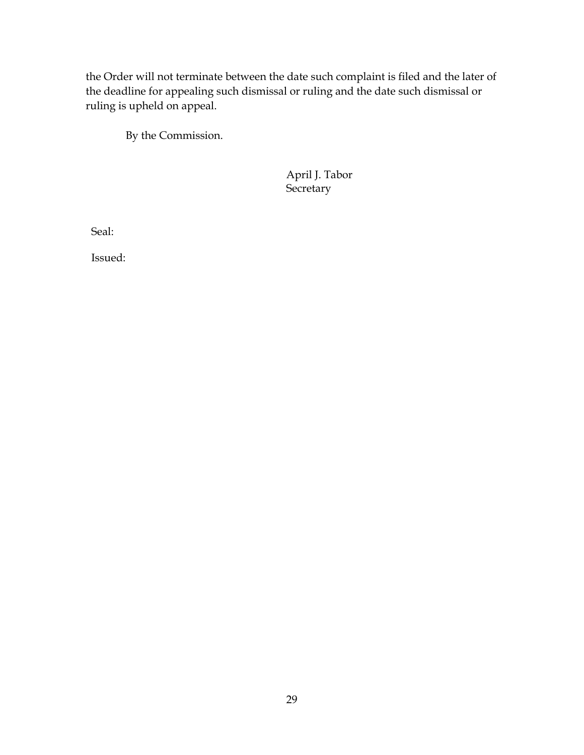the Order will not terminate between the date such complaint is filed and the later of the deadline for appealing such dismissal or ruling and the date such dismissal or ruling is upheld on appeal.

By the Commission.

April J. Tabor
Secretary

Seal:

Issued: